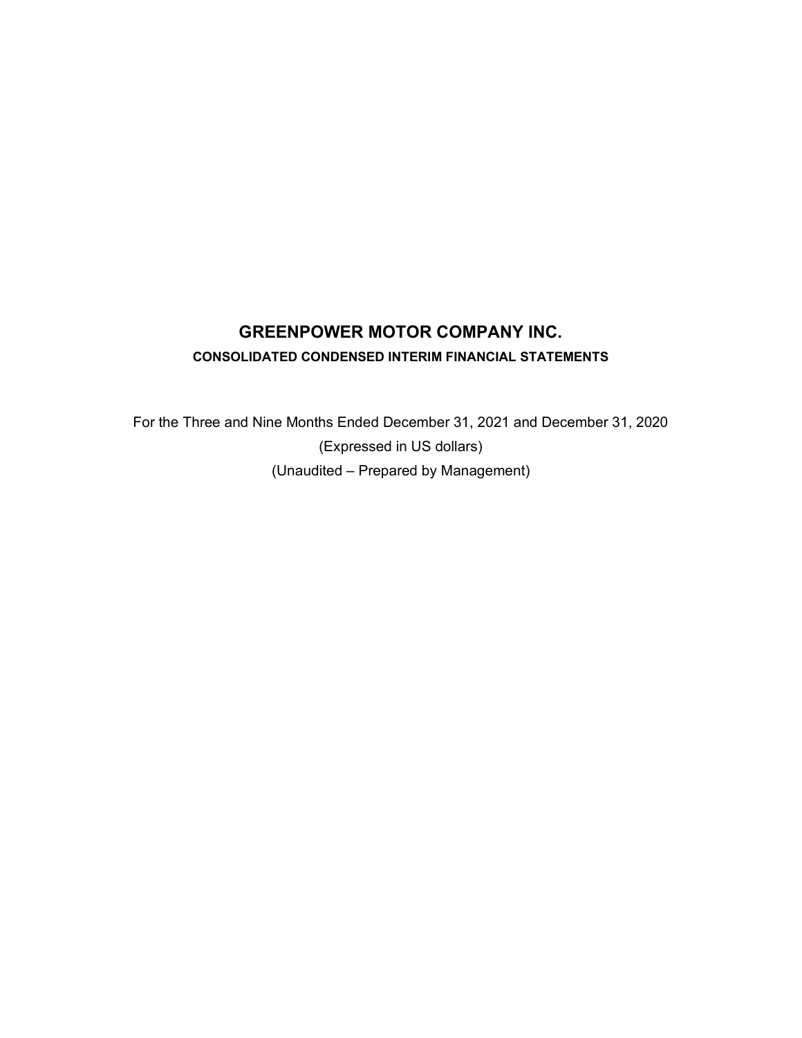# GREENPOWER MOTOR COMPANY INC.

## CONSOLIDATED CONDENSED INTERIM FINANCIAL STATEMENTS

For the Three and Nine Months Ended December 31, 2021 and December 31, 2020

(Expressed in US dollars)

(Unaudited – Prepared by Management)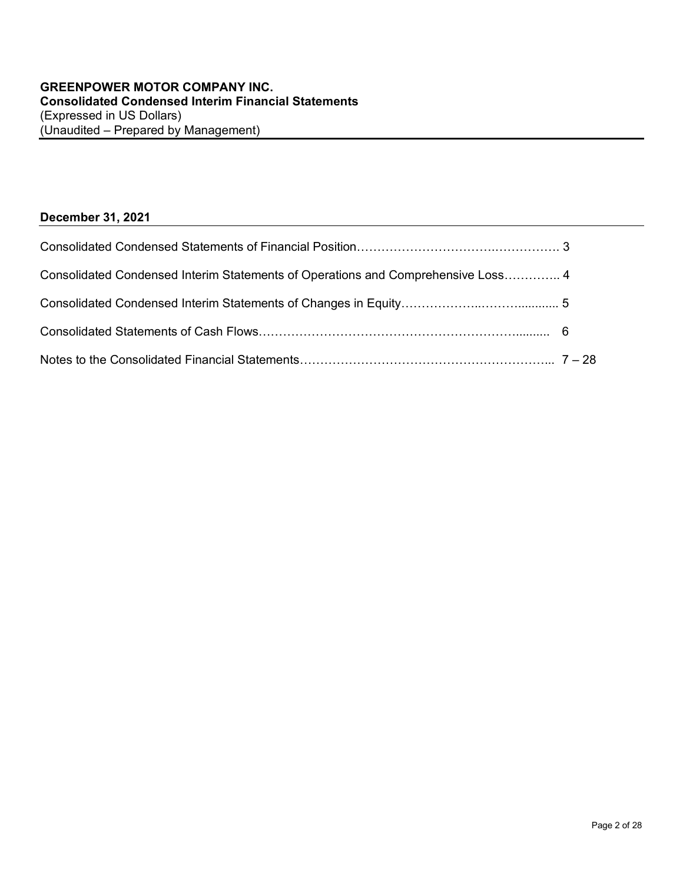**GREENPOWER MOTOR COMPANY INC.**
**Consolidated Condensed Interim Financial Statements**
(Expressed in US Dollars)
(Unaudited – Prepared by Management)

**December 31, 2021**

| | |
|---|---|
| Consolidated Condensed Statements of Financial Position | 3 |
| Consolidated Condensed Interim Statements of Operations and Comprehensive Loss | 4 |
| Consolidated Condensed Interim Statements of Changes in Equity | 5 |
| Consolidated Statements of Cash Flows | 6 |
| Notes to the Consolidated Financial Statements | 7 – 28 |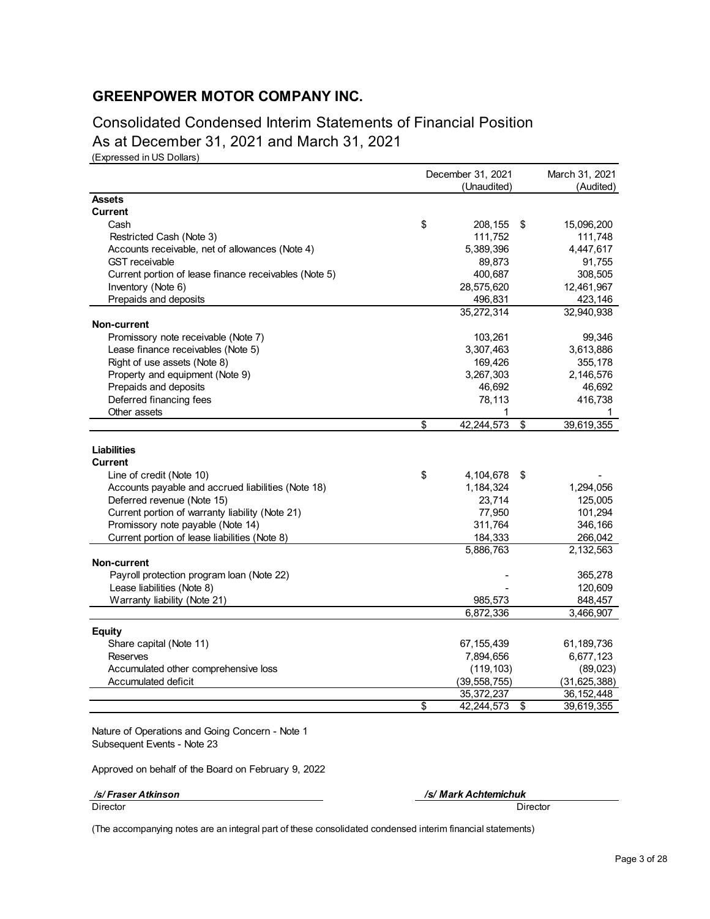## GREENPOWER MOTOR COMPANY INC.

# Consolidated Condensed Interim Statements of Financial Position
# As at December 31, 2021 and March 31, 2021

(Expressed in US Dollars)

| | December 31, 2021 (Unaudited) | March 31, 2021 (Audited) |
|---|---|---|
| **Assets** | | |
| **Current** | | |
| Cash | $ 208,155 | $ 15,096,200 |
| Restricted Cash (Note 3) | 111,752 | 111,748 |
| Accounts receivable, net of allowances (Note 4) | 5,389,396 | 4,447,617 |
| GST receivable | 89,873 | 91,755 |
| Current portion of lease finance receivables (Note 5) | 400,687 | 308,505 |
| Inventory (Note 6) | 28,575,620 | 12,461,967 |
| Prepaids and deposits | 496,831 | 423,146 |
| | 35,272,314 | 32,940,938 |
| **Non-current** | | |
| Promissory note receivable (Note 7) | 103,261 | 99,346 |
| Lease finance receivables (Note 5) | 3,307,463 | 3,613,886 |
| Right of use assets (Note 8) | 169,426 | 355,178 |
| Property and equipment (Note 9) | 3,267,303 | 2,146,576 |
| Prepaids and deposits | 46,692 | 46,692 |
| Deferred financing fees | 78,113 | 416,738 |
| Other assets | 1 | 1 |
| | $ 42,244,573 | $ 39,619,355 |
| **Liabilities** | | |
| **Current** | | |
| Line of credit (Note 10) | $ 4,104,678 | $ - |
| Accounts payable and accrued liabilities (Note 18) | 1,184,324 | 1,294,056 |
| Deferred revenue (Note 15) | 23,714 | 125,005 |
| Current portion of warranty liability (Note 21) | 77,950 | 101,294 |
| Promissory note payable (Note 14) | 311,764 | 346,166 |
| Current portion of lease liabilities (Note 8) | 184,333 | 266,042 |
| | 5,886,763 | 2,132,563 |
| **Non-current** | | |
| Payroll protection program loan (Note 22) | - | 365,278 |
| Lease liabilities (Note 8) | - | 120,609 |
| Warranty liability (Note 21) | 985,573 | 848,457 |
| | 6,872,336 | 3,466,907 |
| **Equity** | | |
| Share capital (Note 11) | 67,155,439 | 61,189,736 |
| Reserves | 7,894,656 | 6,677,123 |
| Accumulated other comprehensive loss | (119,103) | (89,023) |
| Accumulated deficit | (39,558,755) | (31,625,388) |
| | 35,372,237 | 36,152,448 |
| | $ 42,244,573 | $ 39,619,355 |

Nature of Operations and Going Concern - Note 1
Subsequent Events - Note 23

Approved on behalf of the Board on February 9, 2022

| */s/ Fraser Atkinson* | */s/ Mark Achtemichuk* |
|---|---|
| Director | Director |

(The accompanying notes are an integral part of these consolidated condensed interim financial statements)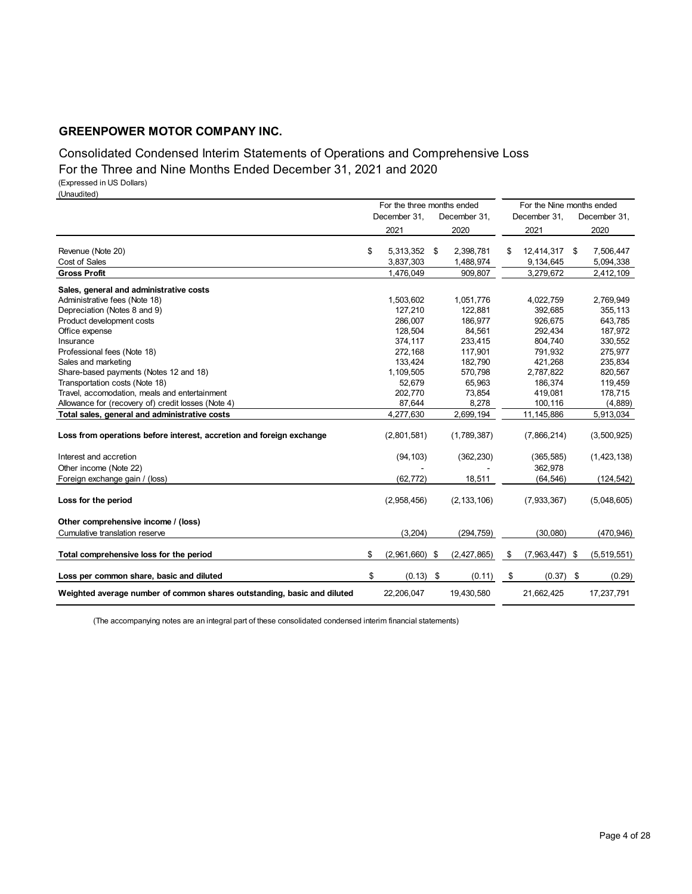## GREENPOWER MOTOR COMPANY INC.

Consolidated Condensed Interim Statements of Operations and Comprehensive Loss
For the Three and Nine Months Ended December 31, 2021 and 2020
(Expressed in US Dollars)
(Unaudited)

| | For the three months ended | | For the Nine months ended | |
|---|---|---|---|---|
| | December 31, 2021 | December 31, 2020 | December 31, 2021 | December 31, 2020 |
| Revenue (Note 20) | $ 5,313,352 | $ 2,398,781 | $ 12,414,317 | $ 7,506,447 |
| Cost of Sales | 3,837,303 | 1,488,974 | 9,134,645 | 5,094,338 |
| **Gross Profit** | 1,476,049 | 909,807 | 3,279,672 | 2,412,109 |
| **Sales, general and administrative costs** | | | | |
| Administrative fees (Note 18) | 1,503,602 | 1,051,776 | 4,022,759 | 2,769,949 |
| Depreciation (Notes 8 and 9) | 127,210 | 122,881 | 392,685 | 355,113 |
| Product development costs | 286,007 | 186,977 | 926,675 | 643,785 |
| Office expense | 128,504 | 84,561 | 292,434 | 187,972 |
| Insurance | 374,117 | 233,415 | 804,740 | 330,552 |
| Professional fees (Note 18) | 272,168 | 117,901 | 791,932 | 275,977 |
| Sales and marketing | 133,424 | 182,790 | 421,268 | 235,834 |
| Share-based payments (Notes 12 and 18) | 1,109,505 | 570,798 | 2,787,822 | 820,567 |
| Transportation costs (Note 18) | 52,679 | 65,963 | 186,374 | 119,459 |
| Travel, accomodation, meals and entertainment | 202,770 | 73,854 | 419,081 | 178,715 |
| Allowance for (recovery of) credit losses (Note 4) | 87,644 | 8,278 | 100,116 | (4,889) |
| **Total sales, general and administrative costs** | 4,277,630 | 2,699,194 | 11,145,886 | 5,913,034 |
| **Loss from operations before interest, accretion and foreign exchange** | (2,801,581) | (1,789,387) | (7,866,214) | (3,500,925) |
| Interest and accretion | (94,103) | (362,230) | (365,585) | (1,423,138) |
| Other income (Note 22) | - | - | 362,978 | |
| Foreign exchange gain / (loss) | (62,772) | 18,511 | (64,546) | (124,542) |
| **Loss for the period** | (2,958,456) | (2,133,106) | (7,933,367) | (5,048,605) |
| **Other comprehensive income / (loss)** | | | | |
| Cumulative translation reserve | (3,204) | (294,759) | (30,080) | (470,946) |
| **Total comprehensive loss for the period** | $ (2,961,660) | $ (2,427,865) | $ (7,963,447) | $ (5,519,551) |
| **Loss per common share, basic and diluted** | $ (0.13) | $ (0.11) | $ (0.37) | $ (0.29) |
| **Weighted average number of common shares outstanding, basic and diluted** | 22,206,047 | 19,430,580 | 21,662,425 | 17,237,791 |

(The accompanying notes are an integral part of these consolidated condensed interim financial statements)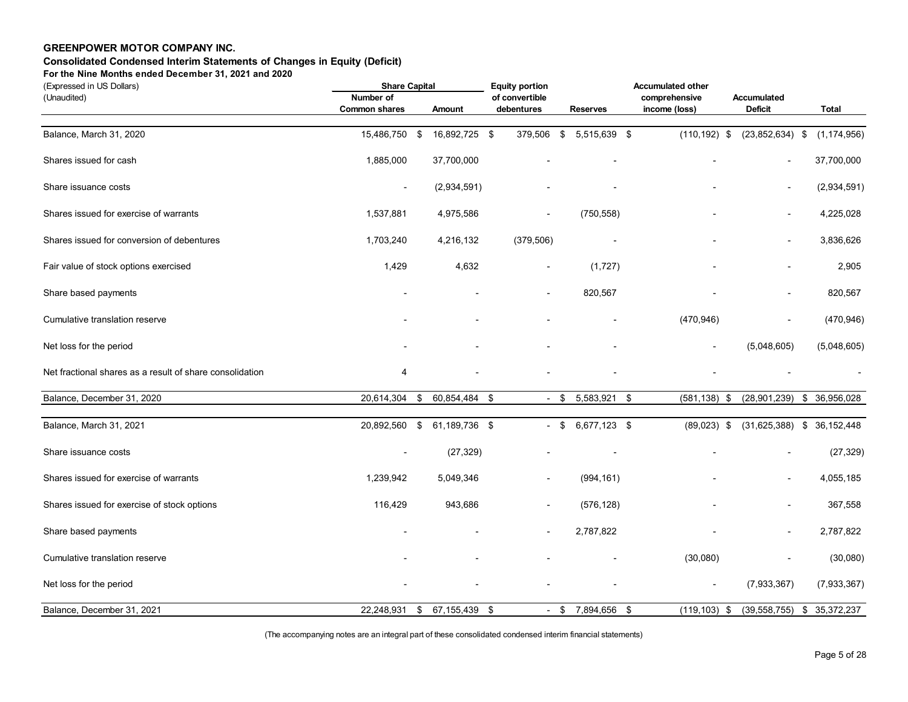**GREENPOWER MOTOR COMPANY INC.**

**Consolidated Condensed Interim Statements of Changes in Equity (Deficit)**

**For the Nine Months ended December 31, 2021 and 2020**

(Expressed in US Dollars)
(Unaudited)

| | Share Capital | | Equity portion | | Accumulated other | | |
|---|---|---|---|---|---|---|---|
| | Number of Common shares | Amount | of convertible debentures | Reserves | comprehensive income (loss) | Accumulated Deficit | Total |
| Balance, March 31, 2020 | 15,486,750 | $ 16,892,725 | $ 379,506 | $ 5,515,639 | $ (110,192) | $ (23,852,634) | $ (1,174,956) |
| Shares issued for cash | 1,885,000 | 37,700,000 | - | - | - | - | 37,700,000 |
| Share issuance costs | - | (2,934,591) | - | - | - | - | (2,934,591) |
| Shares issued for exercise of warrants | 1,537,881 | 4,975,586 | - | (750,558) | - | - | 4,225,028 |
| Shares issued for conversion of debentures | 1,703,240 | 4,216,132 | (379,506) | - | - | - | 3,836,626 |
| Fair value of stock options exercised | 1,429 | 4,632 | - | (1,727) | - | - | 2,905 |
| Share based payments | - | - | - | 820,567 | - | - | 820,567 |
| Cumulative translation reserve | - | - | - | - | (470,946) | - | (470,946) |
| Net loss for the period | - | - | - | - | - | (5,048,605) | (5,048,605) |
| Net fractional shares as a result of share consolidation | 4 | - | - | - | - | - | - |
| Balance, December 31, 2020 | 20,614,304 | $ 60,854,484 | $ - | $ 5,583,921 | $ (581,138) | $ (28,901,239) | $ 36,956,028 |
| Balance, March 31, 2021 | 20,892,560 | $ 61,189,736 | $ - | $ 6,677,123 | $ (89,023) | $ (31,625,388) | $ 36,152,448 |
| Share issuance costs | - | (27,329) | - | - | - | - | (27,329) |
| Shares issued for exercise of warrants | 1,239,942 | 5,049,346 | - | (994,161) | - | - | 4,055,185 |
| Shares issued for exercise of stock options | 116,429 | 943,686 | - | (576,128) | - | - | 367,558 |
| Share based payments | - | - | - | 2,787,822 | - | - | 2,787,822 |
| Cumulative translation reserve | - | - | - | - | (30,080) | - | (30,080) |
| Net loss for the period | - | - | - | - | - | (7,933,367) | (7,933,367) |
| Balance, December 31, 2021 | 22,248,931 | $ 67,155,439 | $ - | $ 7,894,656 | $ (119,103) | $ (39,558,755) | $ 35,372,237 |

(The accompanying notes are an integral part of these consolidated condensed interim financial statements)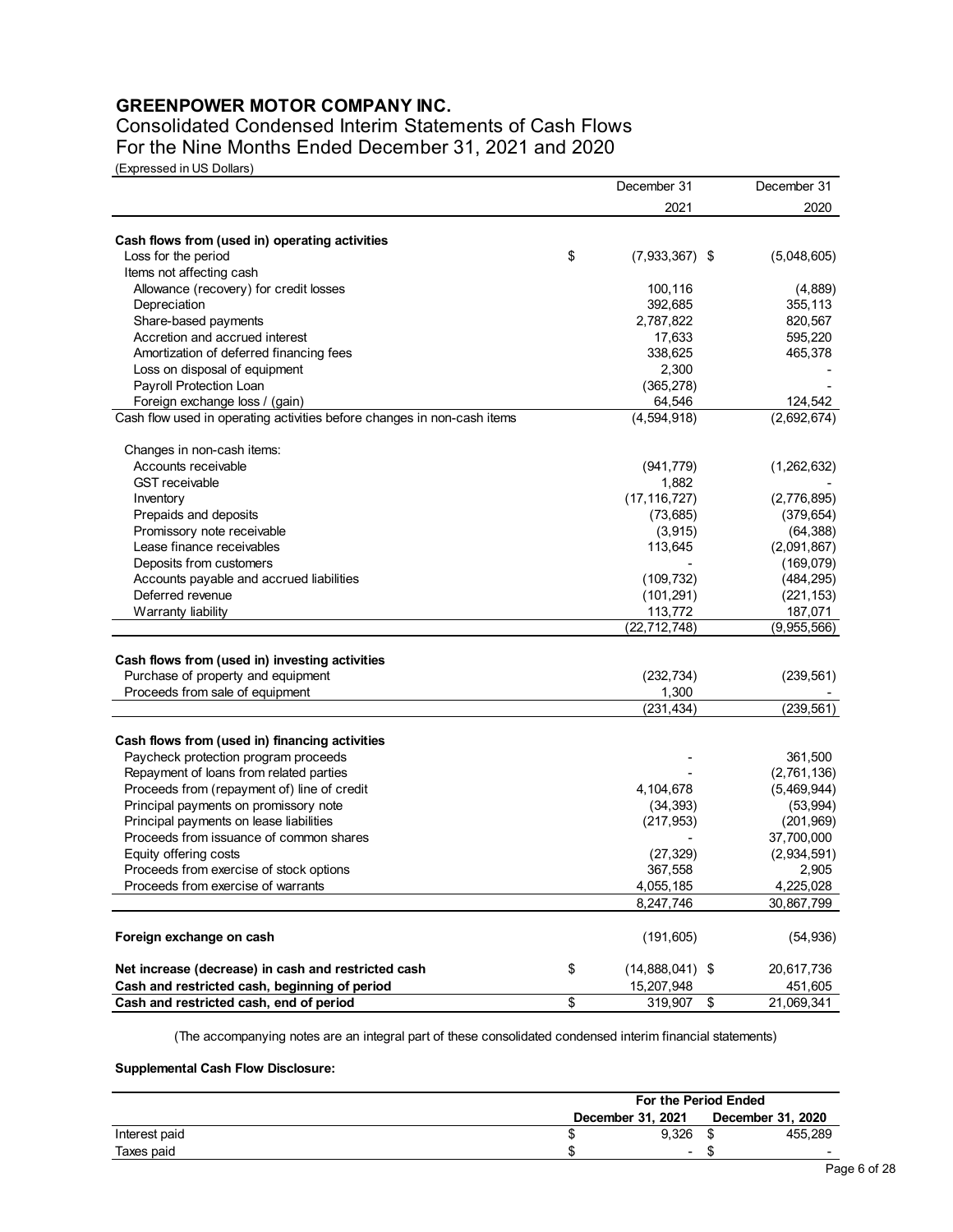# GREENPOWER MOTOR COMPANY INC.

## Consolidated Condensed Interim Statements of Cash Flows

## For the Nine Months Ended December 31, 2021 and 2020

(Expressed in US Dollars)

| | December 31 2021 | December 31 2020 |
|---|---|---|
| **Cash flows from (used in) operating activities** | | |
| Loss for the period | $ (7,933,367) | $ (5,048,605) |
| Items not affecting cash | | |
| Allowance (recovery) for credit losses | 100,116 | (4,889) |
| Depreciation | 392,685 | 355,113 |
| Share-based payments | 2,787,822 | 820,567 |
| Accretion and accrued interest | 17,633 | 595,220 |
| Amortization of deferred financing fees | 338,625 | 465,378 |
| Loss on disposal of equipment | 2,300 | - |
| Payroll Protection Loan | (365,278) | - |
| Foreign exchange loss / (gain) | 64,546 | 124,542 |
| Cash flow used in operating activities before changes in non-cash items | (4,594,918) | (2,692,674) |
| Changes in non-cash items: | | |
| Accounts receivable | (941,779) | (1,262,632) |
| GST receivable | 1,882 | - |
| Inventory | (17,116,727) | (2,776,895) |
| Prepaids and deposits | (73,685) | (379,654) |
| Promissory note receivable | (3,915) | (64,388) |
| Lease finance receivables | 113,645 | (2,091,867) |
| Deposits from customers | - | (169,079) |
| Accounts payable and accrued liabilities | (109,732) | (484,295) |
| Deferred revenue | (101,291) | (221,153) |
| Warranty liability | 113,772 | 187,071 |
| | (22,712,748) | (9,955,566) |
| **Cash flows from (used in) investing activities** | | |
| Purchase of property and equipment | (232,734) | (239,561) |
| Proceeds from sale of equipment | 1,300 | - |
| | (231,434) | (239,561) |
| **Cash flows from (used in) financing activities** | | |
| Paycheck protection program proceeds | - | 361,500 |
| Repayment of loans from related parties | - | (2,761,136) |
| Proceeds from (repayment of) line of credit | 4,104,678 | (5,469,944) |
| Principal payments on promissory note | (34,393) | (53,994) |
| Principal payments on lease liabilities | (217,953) | (201,969) |
| Proceeds from issuance of common shares | - | 37,700,000 |
| Equity offering costs | (27,329) | (2,934,591) |
| Proceeds from exercise of stock options | 367,558 | 2,905 |
| Proceeds from exercise of warrants | 4,055,185 | 4,225,028 |
| | 8,247,746 | 30,867,799 |
| **Foreign exchange on cash** | (191,605) | (54,936) |
| **Net increase (decrease) in cash and restricted cash** | $ (14,888,041) | $ 20,617,736 |
| **Cash and restricted cash, beginning of period** | 15,207,948 | 451,605 |
| **Cash and restricted cash, end of period** | $ 319,907 | $ 21,069,341 |

(The accompanying notes are an integral part of these consolidated condensed interim financial statements)

**Supplemental Cash Flow Disclosure:**

| | For the Period Ended | |
|---|---|---|
| | December 31, 2021 | December 31, 2020 |
| Interest paid | $ 9,326 | $ 455,289 |
| Taxes paid | $ - | $ - |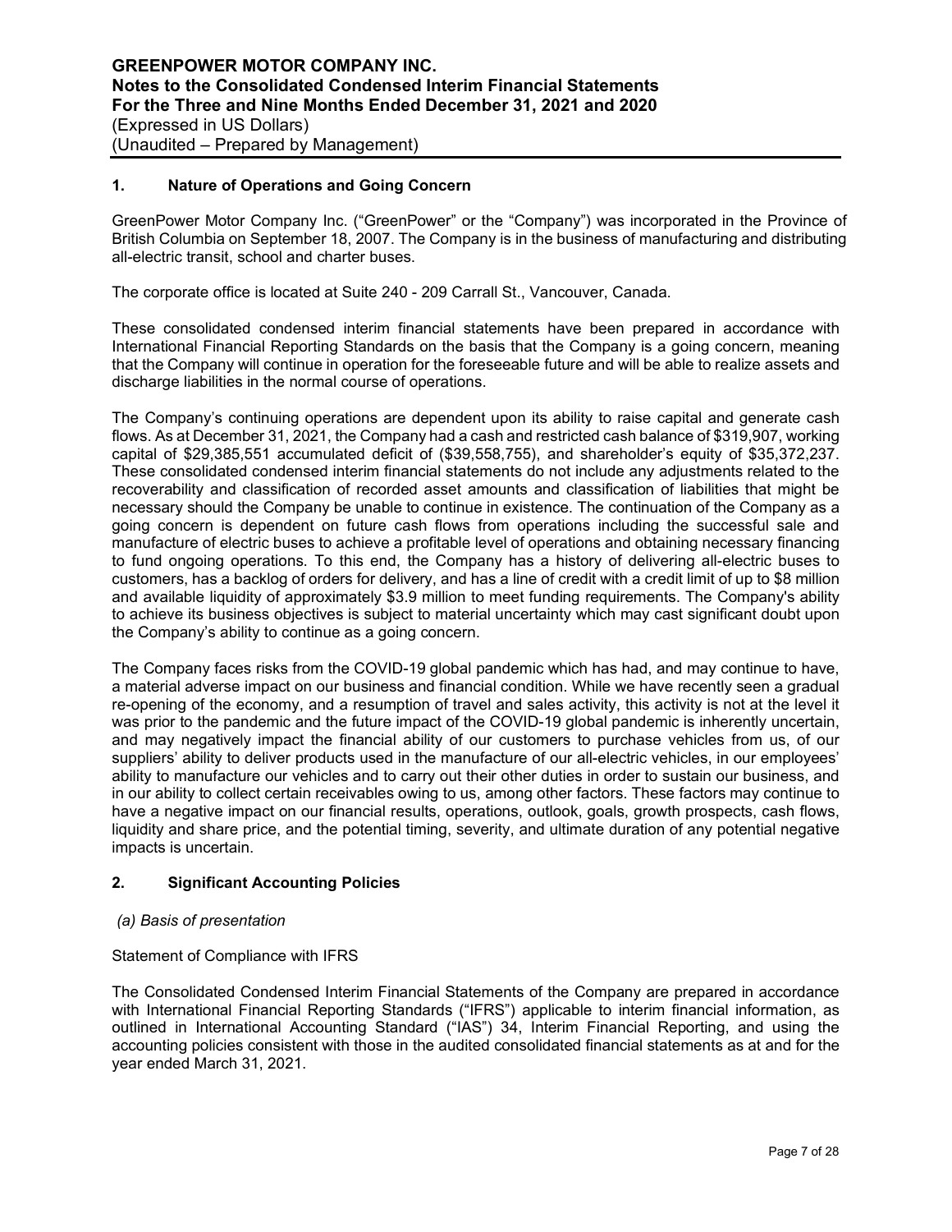## 1. Nature of Operations and Going Concern

GreenPower Motor Company Inc. ("GreenPower" or the "Company") was incorporated in the Province of British Columbia on September 18, 2007. The Company is in the business of manufacturing and distributing all-electric transit, school and charter buses.

The corporate office is located at Suite 240 - 209 Carrall St., Vancouver, Canada.

These consolidated condensed interim financial statements have been prepared in accordance with International Financial Reporting Standards on the basis that the Company is a going concern, meaning that the Company will continue in operation for the foreseeable future and will be able to realize assets and discharge liabilities in the normal course of operations.

The Company's continuing operations are dependent upon its ability to raise capital and generate cash flows. As at December 31, 2021, the Company had a cash and restricted cash balance of $319,907, working capital of $29,385,551 accumulated deficit of ($39,558,755), and shareholder's equity of $35,372,237. These consolidated condensed interim financial statements do not include any adjustments related to the recoverability and classification of recorded asset amounts and classification of liabilities that might be necessary should the Company be unable to continue in existence. The continuation of the Company as a going concern is dependent on future cash flows from operations including the successful sale and manufacture of electric buses to achieve a profitable level of operations and obtaining necessary financing to fund ongoing operations. To this end, the Company has a history of delivering all-electric buses to customers, has a backlog of orders for delivery, and has a line of credit with a credit limit of up to $8 million and available liquidity of approximately $3.9 million to meet funding requirements. The Company's ability to achieve its business objectives is subject to material uncertainty which may cast significant doubt upon the Company's ability to continue as a going concern.

The Company faces risks from the COVID-19 global pandemic which has had, and may continue to have, a material adverse impact on our business and financial condition. While we have recently seen a gradual re-opening of the economy, and a resumption of travel and sales activity, this activity is not at the level it was prior to the pandemic and the future impact of the COVID-19 global pandemic is inherently uncertain, and may negatively impact the financial ability of our customers to purchase vehicles from us, of our suppliers' ability to deliver products used in the manufacture of our all-electric vehicles, in our employees' ability to manufacture our vehicles and to carry out their other duties in order to sustain our business, and in our ability to collect certain receivables owing to us, among other factors. These factors may continue to have a negative impact on our financial results, operations, outlook, goals, growth prospects, cash flows, liquidity and share price, and the potential timing, severity, and ultimate duration of any potential negative impacts is uncertain.

## 2. Significant Accounting Policies

### *(a) Basis of presentation*

Statement of Compliance with IFRS

The Consolidated Condensed Interim Financial Statements of the Company are prepared in accordance with International Financial Reporting Standards ("IFRS") applicable to interim financial information, as outlined in International Accounting Standard ("IAS") 34, Interim Financial Reporting, and using the accounting policies consistent with those in the audited consolidated financial statements as at and for the year ended March 31, 2021.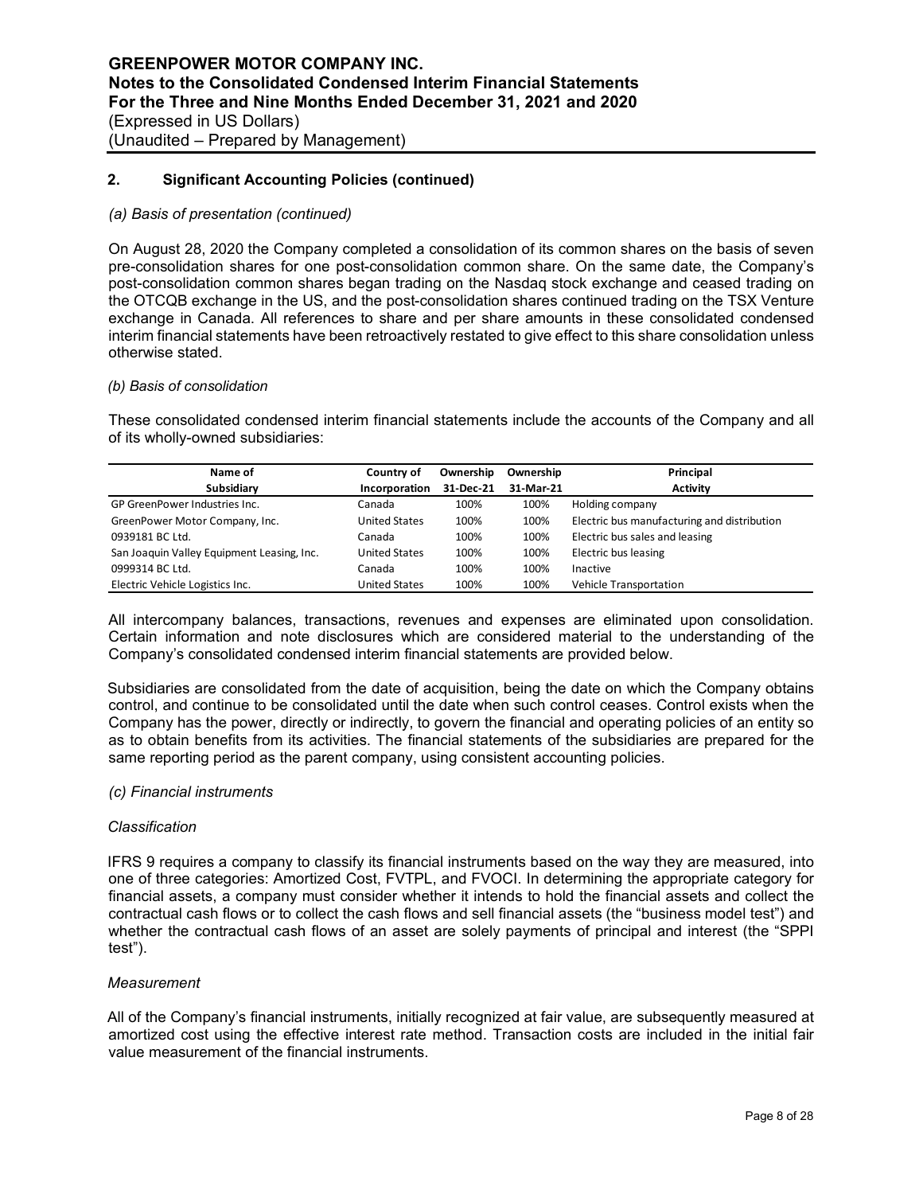## 2. Significant Accounting Policies (continued)

*(a) Basis of presentation (continued)*

On August 28, 2020 the Company completed a consolidation of its common shares on the basis of seven pre-consolidation shares for one post-consolidation common share. On the same date, the Company's post-consolidation common shares began trading on the Nasdaq stock exchange and ceased trading on the OTCQB exchange in the US, and the post-consolidation shares continued trading on the TSX Venture exchange in Canada. All references to share and per share amounts in these consolidated condensed interim financial statements have been retroactively restated to give effect to this share consolidation unless otherwise stated.

*(b) Basis of consolidation*

These consolidated condensed interim financial statements include the accounts of the Company and all of its wholly-owned subsidiaries:

| Name of Subsidiary | Country of Incorporation | Ownership 31-Dec-21 | Ownership 31-Mar-21 | Principal Activity |
|---|---|---|---|---|
| GP GreenPower Industries Inc. | Canada | 100% | 100% | Holding company |
| GreenPower Motor Company, Inc. | United States | 100% | 100% | Electric bus manufacturing and distribution |
| 0939181 BC Ltd. | Canada | 100% | 100% | Electric bus sales and leasing |
| San Joaquin Valley Equipment Leasing, Inc. | United States | 100% | 100% | Electric bus leasing |
| 0999314 BC Ltd. | Canada | 100% | 100% | Inactive |
| Electric Vehicle Logistics Inc. | United States | 100% | 100% | Vehicle Transportation |

All intercompany balances, transactions, revenues and expenses are eliminated upon consolidation. Certain information and note disclosures which are considered material to the understanding of the Company's consolidated condensed interim financial statements are provided below.

Subsidiaries are consolidated from the date of acquisition, being the date on which the Company obtains control, and continue to be consolidated until the date when such control ceases. Control exists when the Company has the power, directly or indirectly, to govern the financial and operating policies of an entity so as to obtain benefits from its activities. The financial statements of the subsidiaries are prepared for the same reporting period as the parent company, using consistent accounting policies.

*(c) Financial instruments*

*Classification*

IFRS 9 requires a company to classify its financial instruments based on the way they are measured, into one of three categories: Amortized Cost, FVTPL, and FVOCI. In determining the appropriate category for financial assets, a company must consider whether it intends to hold the financial assets and collect the contractual cash flows or to collect the cash flows and sell financial assets (the "business model test") and whether the contractual cash flows of an asset are solely payments of principal and interest (the "SPPI test").

*Measurement*

All of the Company's financial instruments, initially recognized at fair value, are subsequently measured at amortized cost using the effective interest rate method. Transaction costs are included in the initial fair value measurement of the financial instruments.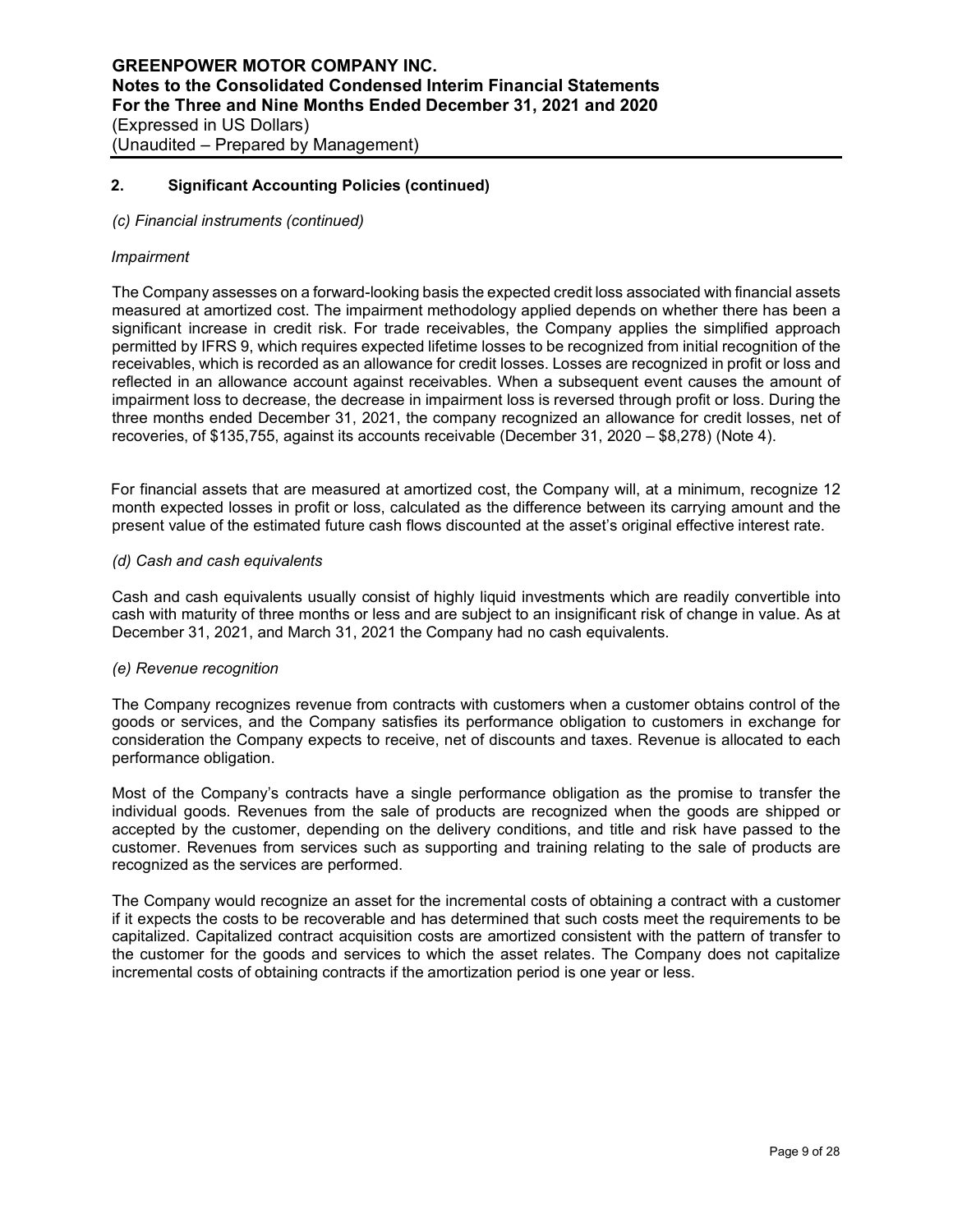## 2. Significant Accounting Policies (continued)

*(c) Financial instruments (continued)*

*Impairment*

The Company assesses on a forward-looking basis the expected credit loss associated with financial assets measured at amortized cost. The impairment methodology applied depends on whether there has been a significant increase in credit risk. For trade receivables, the Company applies the simplified approach permitted by IFRS 9, which requires expected lifetime losses to be recognized from initial recognition of the receivables, which is recorded as an allowance for credit losses. Losses are recognized in profit or loss and reflected in an allowance account against receivables. When a subsequent event causes the amount of impairment loss to decrease, the decrease in impairment loss is reversed through profit or loss. During the three months ended December 31, 2021, the company recognized an allowance for credit losses, net of recoveries, of $135,755, against its accounts receivable (December 31, 2020 – $8,278) (Note 4).

For financial assets that are measured at amortized cost, the Company will, at a minimum, recognize 12 month expected losses in profit or loss, calculated as the difference between its carrying amount and the present value of the estimated future cash flows discounted at the asset's original effective interest rate.

*(d) Cash and cash equivalents*

Cash and cash equivalents usually consist of highly liquid investments which are readily convertible into cash with maturity of three months or less and are subject to an insignificant risk of change in value. As at December 31, 2021, and March 31, 2021 the Company had no cash equivalents.

*(e) Revenue recognition*

The Company recognizes revenue from contracts with customers when a customer obtains control of the goods or services, and the Company satisfies its performance obligation to customers in exchange for consideration the Company expects to receive, net of discounts and taxes. Revenue is allocated to each performance obligation.

Most of the Company's contracts have a single performance obligation as the promise to transfer the individual goods. Revenues from the sale of products are recognized when the goods are shipped or accepted by the customer, depending on the delivery conditions, and title and risk have passed to the customer. Revenues from services such as supporting and training relating to the sale of products are recognized as the services are performed.

The Company would recognize an asset for the incremental costs of obtaining a contract with a customer if it expects the costs to be recoverable and has determined that such costs meet the requirements to be capitalized. Capitalized contract acquisition costs are amortized consistent with the pattern of transfer to the customer for the goods and services to which the asset relates. The Company does not capitalize incremental costs of obtaining contracts if the amortization period is one year or less.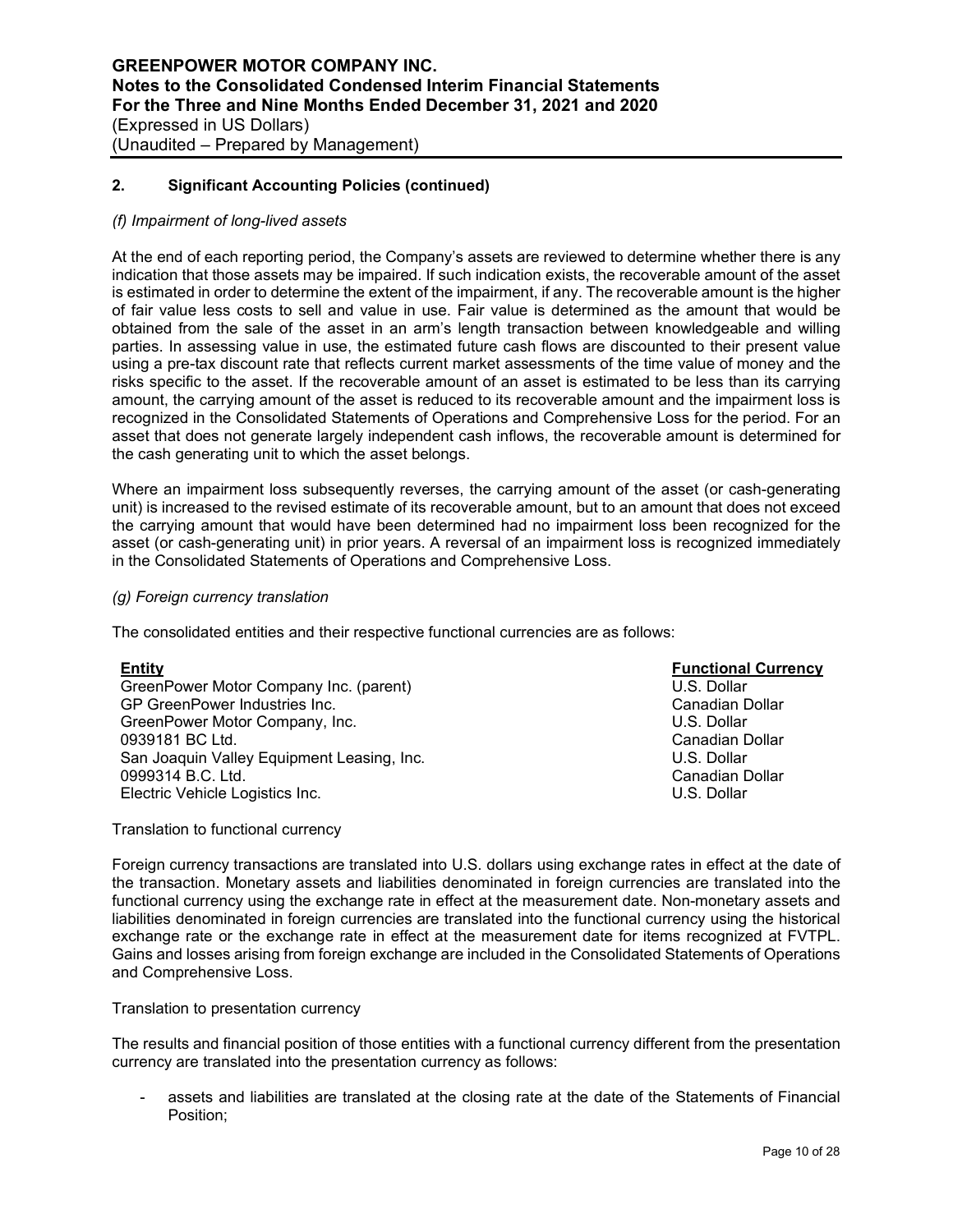## 2. Significant Accounting Policies (continued)

*(f) Impairment of long-lived assets*

At the end of each reporting period, the Company's assets are reviewed to determine whether there is any indication that those assets may be impaired. If such indication exists, the recoverable amount of the asset is estimated in order to determine the extent of the impairment, if any. The recoverable amount is the higher of fair value less costs to sell and value in use. Fair value is determined as the amount that would be obtained from the sale of the asset in an arm's length transaction between knowledgeable and willing parties. In assessing value in use, the estimated future cash flows are discounted to their present value using a pre-tax discount rate that reflects current market assessments of the time value of money and the risks specific to the asset. If the recoverable amount of an asset is estimated to be less than its carrying amount, the carrying amount of the asset is reduced to its recoverable amount and the impairment loss is recognized in the Consolidated Statements of Operations and Comprehensive Loss for the period. For an asset that does not generate largely independent cash inflows, the recoverable amount is determined for the cash generating unit to which the asset belongs.

Where an impairment loss subsequently reverses, the carrying amount of the asset (or cash-generating unit) is increased to the revised estimate of its recoverable amount, but to an amount that does not exceed the carrying amount that would have been determined had no impairment loss been recognized for the asset (or cash-generating unit) in prior years. A reversal of an impairment loss is recognized immediately in the Consolidated Statements of Operations and Comprehensive Loss.

*(g) Foreign currency translation*

The consolidated entities and their respective functional currencies are as follows:

| Entity | Functional Currency |
|---|---|
| GreenPower Motor Company Inc. (parent) | U.S. Dollar |
| GP GreenPower Industries Inc. | Canadian Dollar |
| GreenPower Motor Company, Inc. | U.S. Dollar |
| 0939181 BC Ltd. | Canadian Dollar |
| San Joaquin Valley Equipment Leasing, Inc. | U.S. Dollar |
| 0999314 B.C. Ltd. | Canadian Dollar |
| Electric Vehicle Logistics Inc. | U.S. Dollar |

Translation to functional currency

Foreign currency transactions are translated into U.S. dollars using exchange rates in effect at the date of the transaction. Monetary assets and liabilities denominated in foreign currencies are translated into the functional currency using the exchange rate in effect at the measurement date. Non-monetary assets and liabilities denominated in foreign currencies are translated into the functional currency using the historical exchange rate or the exchange rate in effect at the measurement date for items recognized at FVTPL. Gains and losses arising from foreign exchange are included in the Consolidated Statements of Operations and Comprehensive Loss.

Translation to presentation currency

The results and financial position of those entities with a functional currency different from the presentation currency are translated into the presentation currency as follows:

- assets and liabilities are translated at the closing rate at the date of the Statements of Financial Position;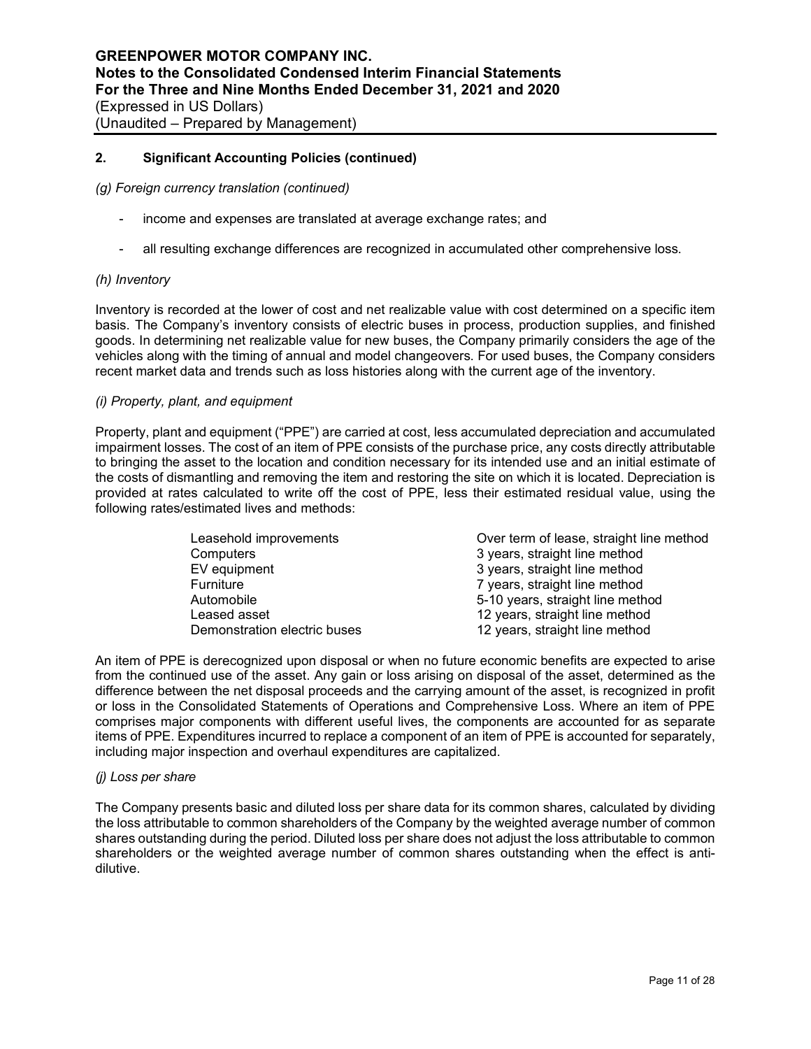## 2. Significant Accounting Policies (continued)

*(g) Foreign currency translation (continued)*

- income and expenses are translated at average exchange rates; and
- all resulting exchange differences are recognized in accumulated other comprehensive loss.

*(h) Inventory*

Inventory is recorded at the lower of cost and net realizable value with cost determined on a specific item basis. The Company's inventory consists of electric buses in process, production supplies, and finished goods. In determining net realizable value for new buses, the Company primarily considers the age of the vehicles along with the timing of annual and model changeovers. For used buses, the Company considers recent market data and trends such as loss histories along with the current age of the inventory.

*(i) Property, plant, and equipment*

Property, plant and equipment ("PPE") are carried at cost, less accumulated depreciation and accumulated impairment losses. The cost of an item of PPE consists of the purchase price, any costs directly attributable to bringing the asset to the location and condition necessary for its intended use and an initial estimate of the costs of dismantling and removing the item and restoring the site on which it is located. Depreciation is provided at rates calculated to write off the cost of PPE, less their estimated residual value, using the following rates/estimated lives and methods:

| | |
|---|---|
| Leasehold improvements | Over term of lease, straight line method |
| Computers | 3 years, straight line method |
| EV equipment | 3 years, straight line method |
| Furniture | 7 years, straight line method |
| Automobile | 5-10 years, straight line method |
| Leased asset | 12 years, straight line method |
| Demonstration electric buses | 12 years, straight line method |

An item of PPE is derecognized upon disposal or when no future economic benefits are expected to arise from the continued use of the asset. Any gain or loss arising on disposal of the asset, determined as the difference between the net disposal proceeds and the carrying amount of the asset, is recognized in profit or loss in the Consolidated Statements of Operations and Comprehensive Loss. Where an item of PPE comprises major components with different useful lives, the components are accounted for as separate items of PPE. Expenditures incurred to replace a component of an item of PPE is accounted for separately, including major inspection and overhaul expenditures are capitalized.

*(j) Loss per share*

The Company presents basic and diluted loss per share data for its common shares, calculated by dividing the loss attributable to common shareholders of the Company by the weighted average number of common shares outstanding during the period. Diluted loss per share does not adjust the loss attributable to common shareholders or the weighted average number of common shares outstanding when the effect is anti-dilutive.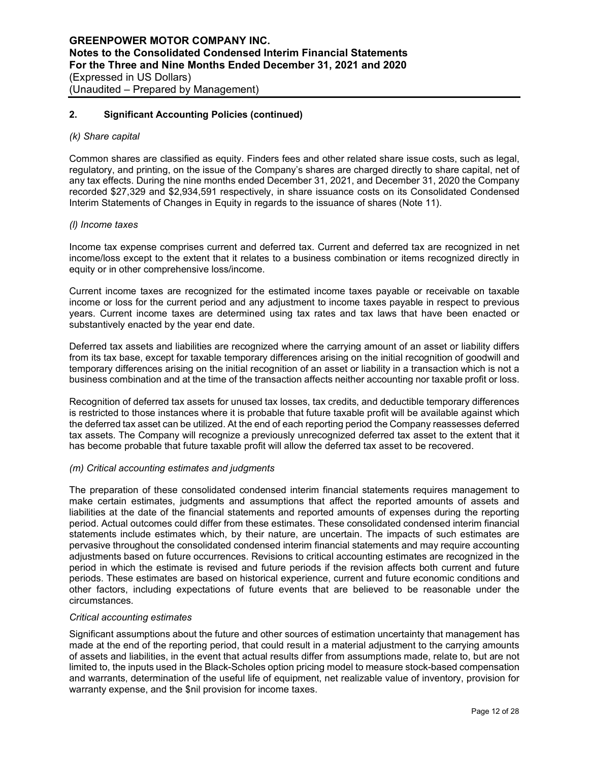## 2. Significant Accounting Policies (continued)

*(k) Share capital*

Common shares are classified as equity. Finders fees and other related share issue costs, such as legal, regulatory, and printing, on the issue of the Company's shares are charged directly to share capital, net of any tax effects. During the nine months ended December 31, 2021, and December 31, 2020 the Company recorded $27,329 and $2,934,591 respectively, in share issuance costs on its Consolidated Condensed Interim Statements of Changes in Equity in regards to the issuance of shares (Note 11).

*(l) Income taxes*

Income tax expense comprises current and deferred tax. Current and deferred tax are recognized in net income/loss except to the extent that it relates to a business combination or items recognized directly in equity or in other comprehensive loss/income.

Current income taxes are recognized for the estimated income taxes payable or receivable on taxable income or loss for the current period and any adjustment to income taxes payable in respect to previous years. Current income taxes are determined using tax rates and tax laws that have been enacted or substantively enacted by the year end date.

Deferred tax assets and liabilities are recognized where the carrying amount of an asset or liability differs from its tax base, except for taxable temporary differences arising on the initial recognition of goodwill and temporary differences arising on the initial recognition of an asset or liability in a transaction which is not a business combination and at the time of the transaction affects neither accounting nor taxable profit or loss.

Recognition of deferred tax assets for unused tax losses, tax credits, and deductible temporary differences is restricted to those instances where it is probable that future taxable profit will be available against which the deferred tax asset can be utilized. At the end of each reporting period the Company reassesses deferred tax assets. The Company will recognize a previously unrecognized deferred tax asset to the extent that it has become probable that future taxable profit will allow the deferred tax asset to be recovered.

*(m) Critical accounting estimates and judgments*

The preparation of these consolidated condensed interim financial statements requires management to make certain estimates, judgments and assumptions that affect the reported amounts of assets and liabilities at the date of the financial statements and reported amounts of expenses during the reporting period. Actual outcomes could differ from these estimates. These consolidated condensed interim financial statements include estimates which, by their nature, are uncertain. The impacts of such estimates are pervasive throughout the consolidated condensed interim financial statements and may require accounting adjustments based on future occurrences. Revisions to critical accounting estimates are recognized in the period in which the estimate is revised and future periods if the revision affects both current and future periods. These estimates are based on historical experience, current and future economic conditions and other factors, including expectations of future events that are believed to be reasonable under the circumstances.

*Critical accounting estimates*

Significant assumptions about the future and other sources of estimation uncertainty that management has made at the end of the reporting period, that could result in a material adjustment to the carrying amounts of assets and liabilities, in the event that actual results differ from assumptions made, relate to, but are not limited to, the inputs used in the Black-Scholes option pricing model to measure stock-based compensation and warrants, determination of the useful life of equipment, net realizable value of inventory, provision for warranty expense, and the $nil provision for income taxes.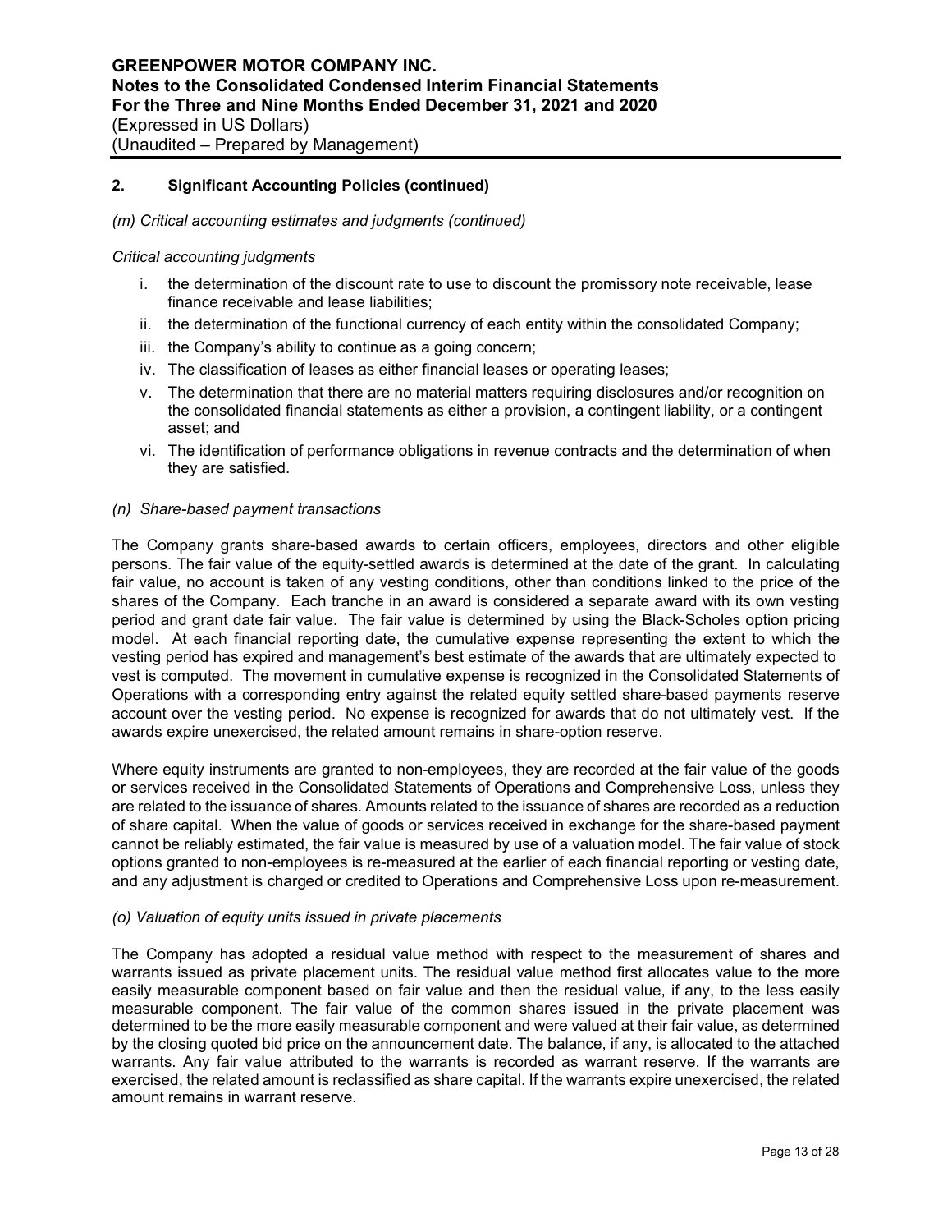## 2. Significant Accounting Policies (continued)

*(m) Critical accounting estimates and judgments (continued)*

*Critical accounting judgments*

i. the determination of the discount rate to use to discount the promissory note receivable, lease finance receivable and lease liabilities;
ii. the determination of the functional currency of each entity within the consolidated Company;
iii. the Company's ability to continue as a going concern;
iv. The classification of leases as either financial leases or operating leases;
v. The determination that there are no material matters requiring disclosures and/or recognition on the consolidated financial statements as either a provision, a contingent liability, or a contingent asset; and
vi. The identification of performance obligations in revenue contracts and the determination of when they are satisfied.

*(n) Share-based payment transactions*

The Company grants share-based awards to certain officers, employees, directors and other eligible persons. The fair value of the equity-settled awards is determined at the date of the grant. In calculating fair value, no account is taken of any vesting conditions, other than conditions linked to the price of the shares of the Company. Each tranche in an award is considered a separate award with its own vesting period and grant date fair value. The fair value is determined by using the Black-Scholes option pricing model. At each financial reporting date, the cumulative expense representing the extent to which the vesting period has expired and management's best estimate of the awards that are ultimately expected to vest is computed. The movement in cumulative expense is recognized in the Consolidated Statements of Operations with a corresponding entry against the related equity settled share-based payments reserve account over the vesting period. No expense is recognized for awards that do not ultimately vest. If the awards expire unexercised, the related amount remains in share-option reserve.

Where equity instruments are granted to non-employees, they are recorded at the fair value of the goods or services received in the Consolidated Statements of Operations and Comprehensive Loss, unless they are related to the issuance of shares. Amounts related to the issuance of shares are recorded as a reduction of share capital. When the value of goods or services received in exchange for the share-based payment cannot be reliably estimated, the fair value is measured by use of a valuation model. The fair value of stock options granted to non-employees is re-measured at the earlier of each financial reporting or vesting date, and any adjustment is charged or credited to Operations and Comprehensive Loss upon re-measurement.

*(o) Valuation of equity units issued in private placements*

The Company has adopted a residual value method with respect to the measurement of shares and warrants issued as private placement units. The residual value method first allocates value to the more easily measurable component based on fair value and then the residual value, if any, to the less easily measurable component. The fair value of the common shares issued in the private placement was determined to be the more easily measurable component and were valued at their fair value, as determined by the closing quoted bid price on the announcement date. The balance, if any, is allocated to the attached warrants. Any fair value attributed to the warrants is recorded as warrant reserve. If the warrants are exercised, the related amount is reclassified as share capital. If the warrants expire unexercised, the related amount remains in warrant reserve.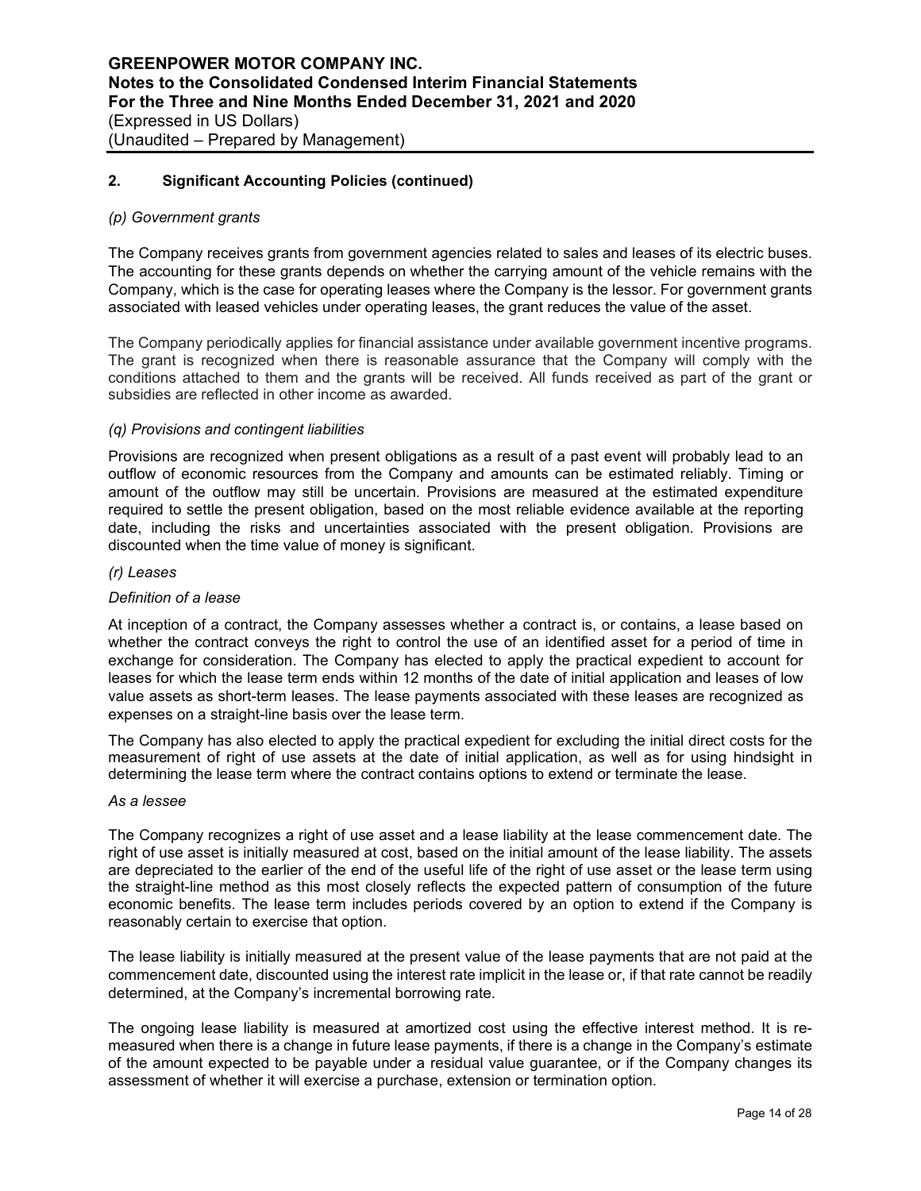## 2. Significant Accounting Policies (continued)

*(p) Government grants*

The Company receives grants from government agencies related to sales and leases of its electric buses. The accounting for these grants depends on whether the carrying amount of the vehicle remains with the Company, which is the case for operating leases where the Company is the lessor. For government grants associated with leased vehicles under operating leases, the grant reduces the value of the asset.

The Company periodically applies for financial assistance under available government incentive programs. The grant is recognized when there is reasonable assurance that the Company will comply with the conditions attached to them and the grants will be received. All funds received as part of the grant or subsidies are reflected in other income as awarded.

*(q) Provisions and contingent liabilities*

Provisions are recognized when present obligations as a result of a past event will probably lead to an outflow of economic resources from the Company and amounts can be estimated reliably. Timing or amount of the outflow may still be uncertain. Provisions are measured at the estimated expenditure required to settle the present obligation, based on the most reliable evidence available at the reporting date, including the risks and uncertainties associated with the present obligation. Provisions are discounted when the time value of money is significant.

*(r) Leases*

*Definition of a lease*

At inception of a contract, the Company assesses whether a contract is, or contains, a lease based on whether the contract conveys the right to control the use of an identified asset for a period of time in exchange for consideration. The Company has elected to apply the practical expedient to account for leases for which the lease term ends within 12 months of the date of initial application and leases of low value assets as short-term leases. The lease payments associated with these leases are recognized as expenses on a straight-line basis over the lease term.

The Company has also elected to apply the practical expedient for excluding the initial direct costs for the measurement of right of use assets at the date of initial application, as well as for using hindsight in determining the lease term where the contract contains options to extend or terminate the lease.

*As a lessee*

The Company recognizes a right of use asset and a lease liability at the lease commencement date. The right of use asset is initially measured at cost, based on the initial amount of the lease liability. The assets are depreciated to the earlier of the end of the useful life of the right of use asset or the lease term using the straight-line method as this most closely reflects the expected pattern of consumption of the future economic benefits. The lease term includes periods covered by an option to extend if the Company is reasonably certain to exercise that option.

The lease liability is initially measured at the present value of the lease payments that are not paid at the commencement date, discounted using the interest rate implicit in the lease or, if that rate cannot be readily determined, at the Company's incremental borrowing rate.

The ongoing lease liability is measured at amortized cost using the effective interest method. It is re-measured when there is a change in future lease payments, if there is a change in the Company's estimate of the amount expected to be payable under a residual value guarantee, or if the Company changes its assessment of whether it will exercise a purchase, extension or termination option.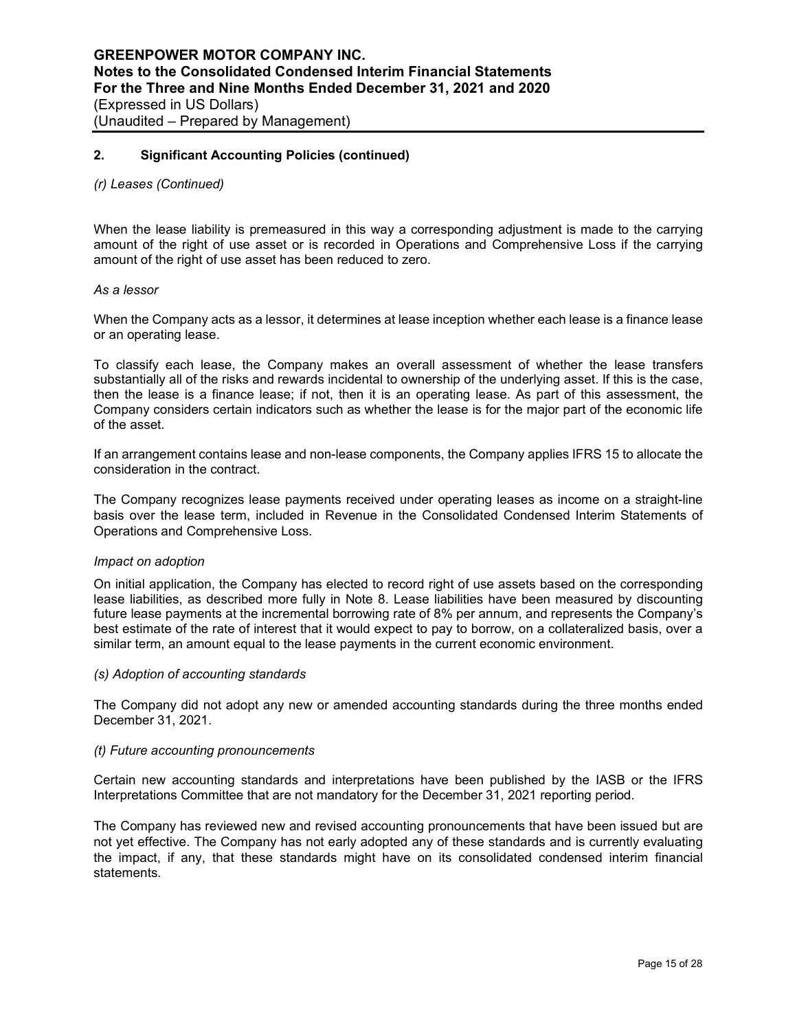## 2. Significant Accounting Policies (continued)

*(r) Leases (Continued)*

When the lease liability is premeasured in this way a corresponding adjustment is made to the carrying amount of the right of use asset or is recorded in Operations and Comprehensive Loss if the carrying amount of the right of use asset has been reduced to zero.

*As a lessor*

When the Company acts as a lessor, it determines at lease inception whether each lease is a finance lease or an operating lease.

To classify each lease, the Company makes an overall assessment of whether the lease transfers substantially all of the risks and rewards incidental to ownership of the underlying asset. If this is the case, then the lease is a finance lease; if not, then it is an operating lease. As part of this assessment, the Company considers certain indicators such as whether the lease is for the major part of the economic life of the asset.

If an arrangement contains lease and non-lease components, the Company applies IFRS 15 to allocate the consideration in the contract.

The Company recognizes lease payments received under operating leases as income on a straight-line basis over the lease term, included in Revenue in the Consolidated Condensed Interim Statements of Operations and Comprehensive Loss.

*Impact on adoption*

On initial application, the Company has elected to record right of use assets based on the corresponding lease liabilities, as described more fully in Note 8. Lease liabilities have been measured by discounting future lease payments at the incremental borrowing rate of 8% per annum, and represents the Company's best estimate of the rate of interest that it would expect to pay to borrow, on a collateralized basis, over a similar term, an amount equal to the lease payments in the current economic environment.

*(s) Adoption of accounting standards*

The Company did not adopt any new or amended accounting standards during the three months ended December 31, 2021.

*(t) Future accounting pronouncements*

Certain new accounting standards and interpretations have been published by the IASB or the IFRS Interpretations Committee that are not mandatory for the December 31, 2021 reporting period.

The Company has reviewed new and revised accounting pronouncements that have been issued but are not yet effective. The Company has not early adopted any of these standards and is currently evaluating the impact, if any, that these standards might have on its consolidated condensed interim financial statements.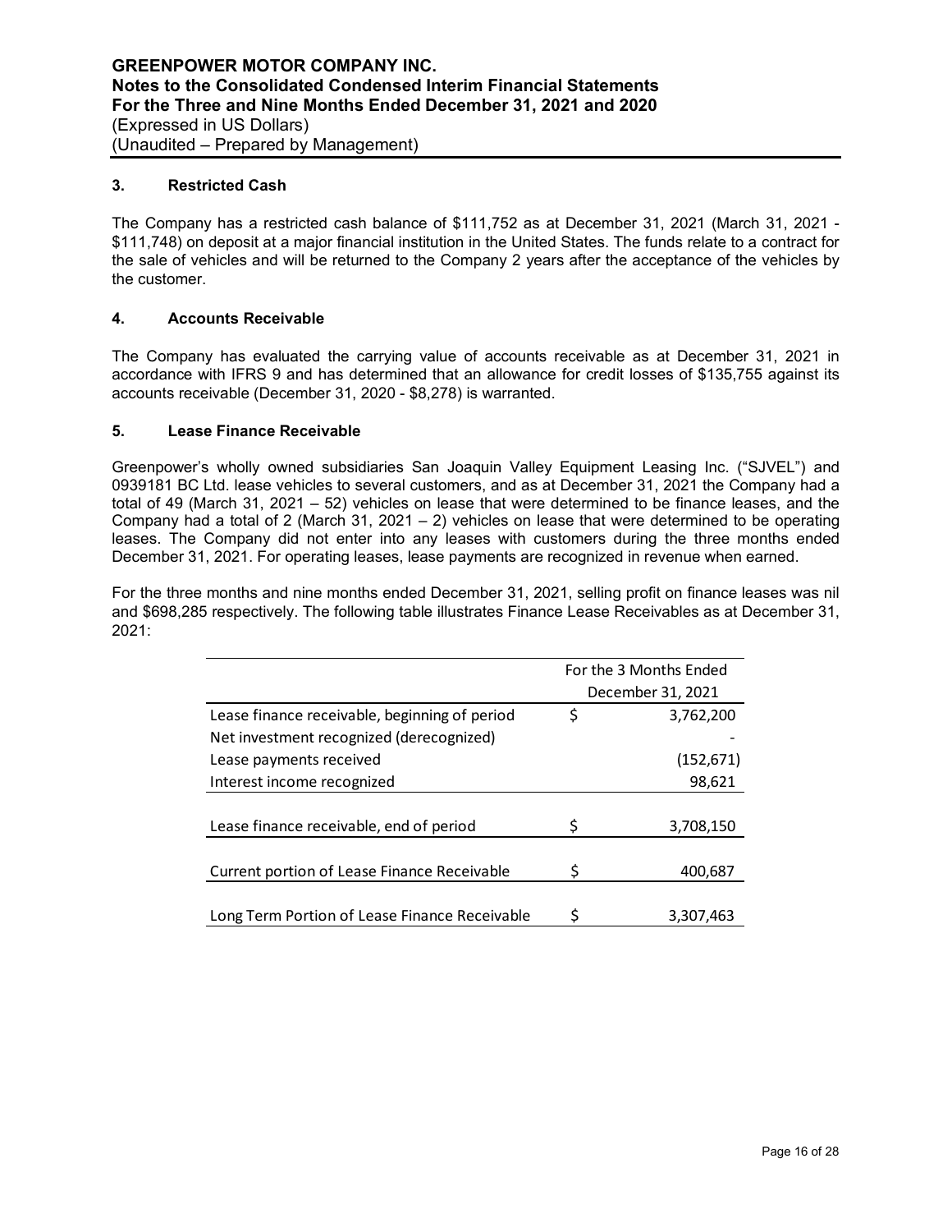### 3. Restricted Cash

The Company has a restricted cash balance of $111,752 as at December 31, 2021 (March 31, 2021 - $111,748) on deposit at a major financial institution in the United States. The funds relate to a contract for the sale of vehicles and will be returned to the Company 2 years after the acceptance of the vehicles by the customer.

### 4. Accounts Receivable

The Company has evaluated the carrying value of accounts receivable as at December 31, 2021 in accordance with IFRS 9 and has determined that an allowance for credit losses of $135,755 against its accounts receivable (December 31, 2020 - $8,278) is warranted.

### 5. Lease Finance Receivable

Greenpower's wholly owned subsidiaries San Joaquin Valley Equipment Leasing Inc. ("SJVEL") and 0939181 BC Ltd. lease vehicles to several customers, and as at December 31, 2021 the Company had a total of 49 (March 31, 2021 – 52) vehicles on lease that were determined to be finance leases, and the Company had a total of 2 (March 31, 2021 – 2) vehicles on lease that were determined to be operating leases. The Company did not enter into any leases with customers during the three months ended December 31, 2021. For operating leases, lease payments are recognized in revenue when earned.

For the three months and nine months ended December 31, 2021, selling profit on finance leases was nil and $698,285 respectively. The following table illustrates Finance Lease Receivables as at December 31, 2021:

| | For the 3 Months Ended December 31, 2021 |
|---|---|
| Lease finance receivable, beginning of period | $ 3,762,200 |
| Net investment recognized (derecognized) | - |
| Lease payments received | (152,671) |
| Interest income recognized | 98,621 |
| Lease finance receivable, end of period | $ 3,708,150 |
| Current portion of Lease Finance Receivable | $ 400,687 |
| Long Term Portion of Lease Finance Receivable | $ 3,307,463 |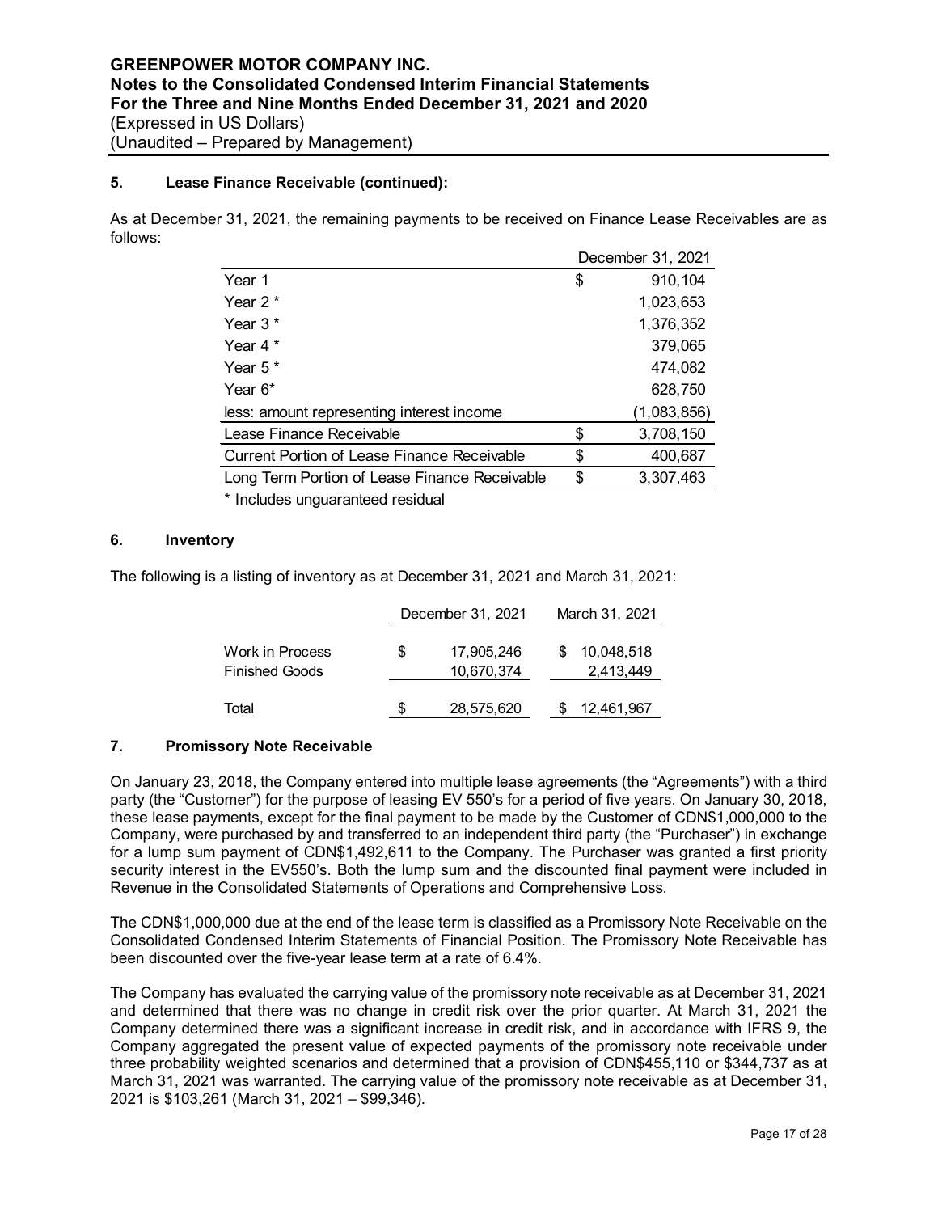### 5. Lease Finance Receivable (continued):

As at December 31, 2021, the remaining payments to be received on Finance Lease Receivables are as follows:

| | December 31, 2021 |
|---|---|
| Year 1 | $ 910,104 |
| Year 2 * | 1,023,653 |
| Year 3 * | 1,376,352 |
| Year 4 * | 379,065 |
| Year 5 * | 474,082 |
| Year 6* | 628,750 |
| less: amount representing interest income | (1,083,856) |
| Lease Finance Receivable | $ 3,708,150 |
| Current Portion of Lease Finance Receivable | $ 400,687 |
| Long Term Portion of Lease Finance Receivable | $ 3,307,463 |

\* Includes unguaranteed residual

### 6. Inventory

The following is a listing of inventory as at December 31, 2021 and March 31, 2021:

| | December 31, 2021 | March 31, 2021 |
|---|---|---|
| Work in Process | $ 17,905,246 | $ 10,048,518 |
| Finished Goods | 10,670,374 | 2,413,449 |
| Total | $ 28,575,620 | $ 12,461,967 |

### 7. Promissory Note Receivable

On January 23, 2018, the Company entered into multiple lease agreements (the "Agreements") with a third party (the "Customer") for the purpose of leasing EV 550's for a period of five years. On January 30, 2018, these lease payments, except for the final payment to be made by the Customer of CDN$1,000,000 to the Company, were purchased by and transferred to an independent third party (the "Purchaser") in exchange for a lump sum payment of CDN$1,492,611 to the Company. The Purchaser was granted a first priority security interest in the EV550's. Both the lump sum and the discounted final payment were included in Revenue in the Consolidated Statements of Operations and Comprehensive Loss.

The CDN$1,000,000 due at the end of the lease term is classified as a Promissory Note Receivable on the Consolidated Condensed Interim Statements of Financial Position. The Promissory Note Receivable has been discounted over the five-year lease term at a rate of 6.4%.

The Company has evaluated the carrying value of the promissory note receivable as at December 31, 2021 and determined that there was no change in credit risk over the prior quarter. At March 31, 2021 the Company determined there was a significant increase in credit risk, and in accordance with IFRS 9, the Company aggregated the present value of expected payments of the promissory note receivable under three probability weighted scenarios and determined that a provision of CDN$455,110 or $344,737 as at March 31, 2021 was warranted. The carrying value of the promissory note receivable as at December 31, 2021 is $103,261 (March 31, 2021 – $99,346).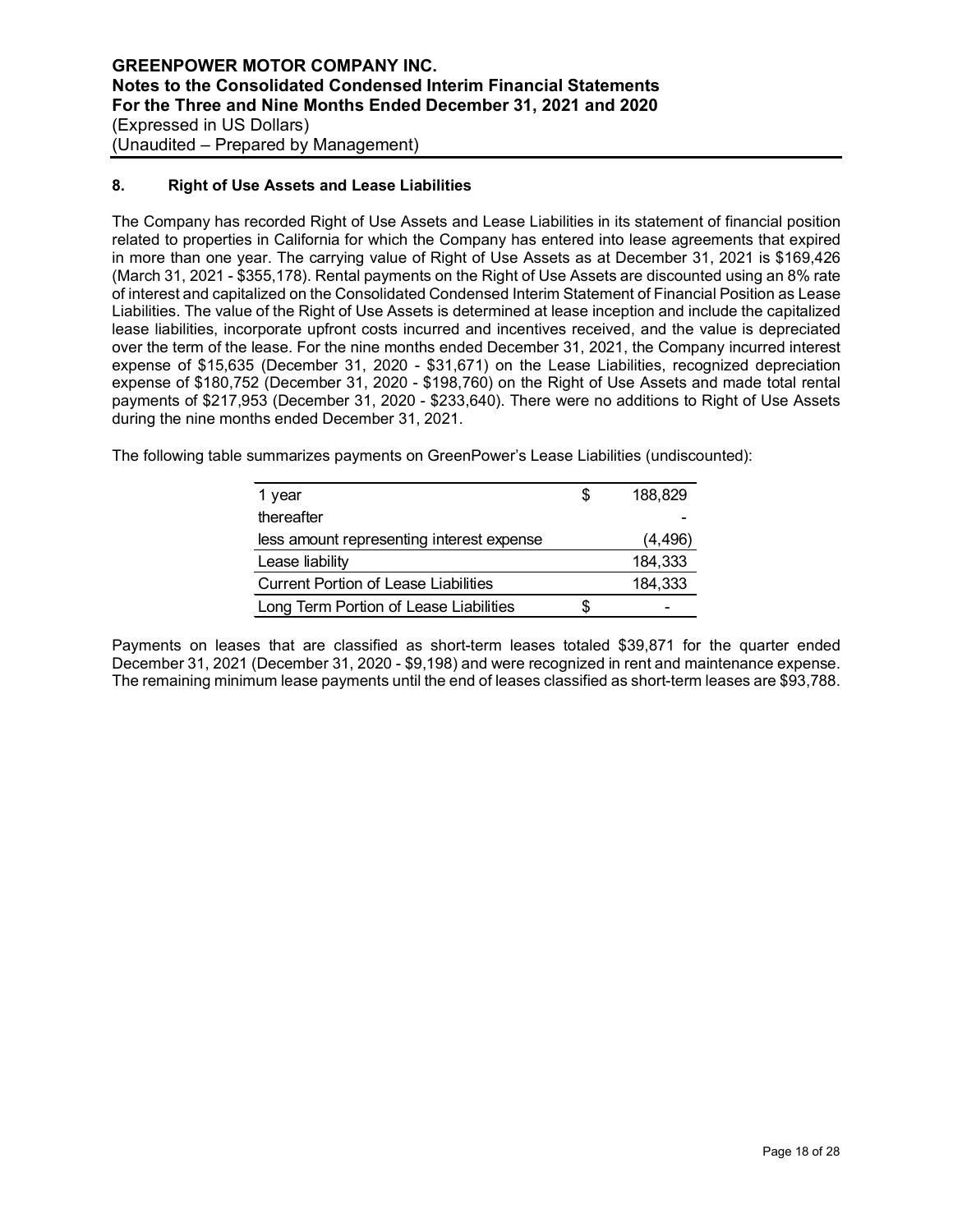## 8. Right of Use Assets and Lease Liabilities

The Company has recorded Right of Use Assets and Lease Liabilities in its statement of financial position related to properties in California for which the Company has entered into lease agreements that expired in more than one year. The carrying value of Right of Use Assets as at December 31, 2021 is $169,426 (March 31, 2021 - $355,178). Rental payments on the Right of Use Assets are discounted using an 8% rate of interest and capitalized on the Consolidated Condensed Interim Statement of Financial Position as Lease Liabilities. The value of the Right of Use Assets is determined at lease inception and include the capitalized lease liabilities, incorporate upfront costs incurred and incentives received, and the value is depreciated over the term of the lease. For the nine months ended December 31, 2021, the Company incurred interest expense of $15,635 (December 31, 2020 - $31,671) on the Lease Liabilities, recognized depreciation expense of $180,752 (December 31, 2020 - $198,760) on the Right of Use Assets and made total rental payments of $217,953 (December 31, 2020 - $233,640). There were no additions to Right of Use Assets during the nine months ended December 31, 2021.

The following table summarizes payments on GreenPower's Lease Liabilities (undiscounted):

| | | |
|---|---|---|
| 1 year | $ | 188,829 |
| thereafter | | - |
| less amount representing interest expense | | (4,496) |
| Lease liability | | 184,333 |
| Current Portion of Lease Liabilities | | 184,333 |
| Long Term Portion of Lease Liabilities | $ | - |

Payments on leases that are classified as short-term leases totaled $39,871 for the quarter ended December 31, 2021 (December 31, 2020 - $9,198) and were recognized in rent and maintenance expense. The remaining minimum lease payments until the end of leases classified as short-term leases are $93,788.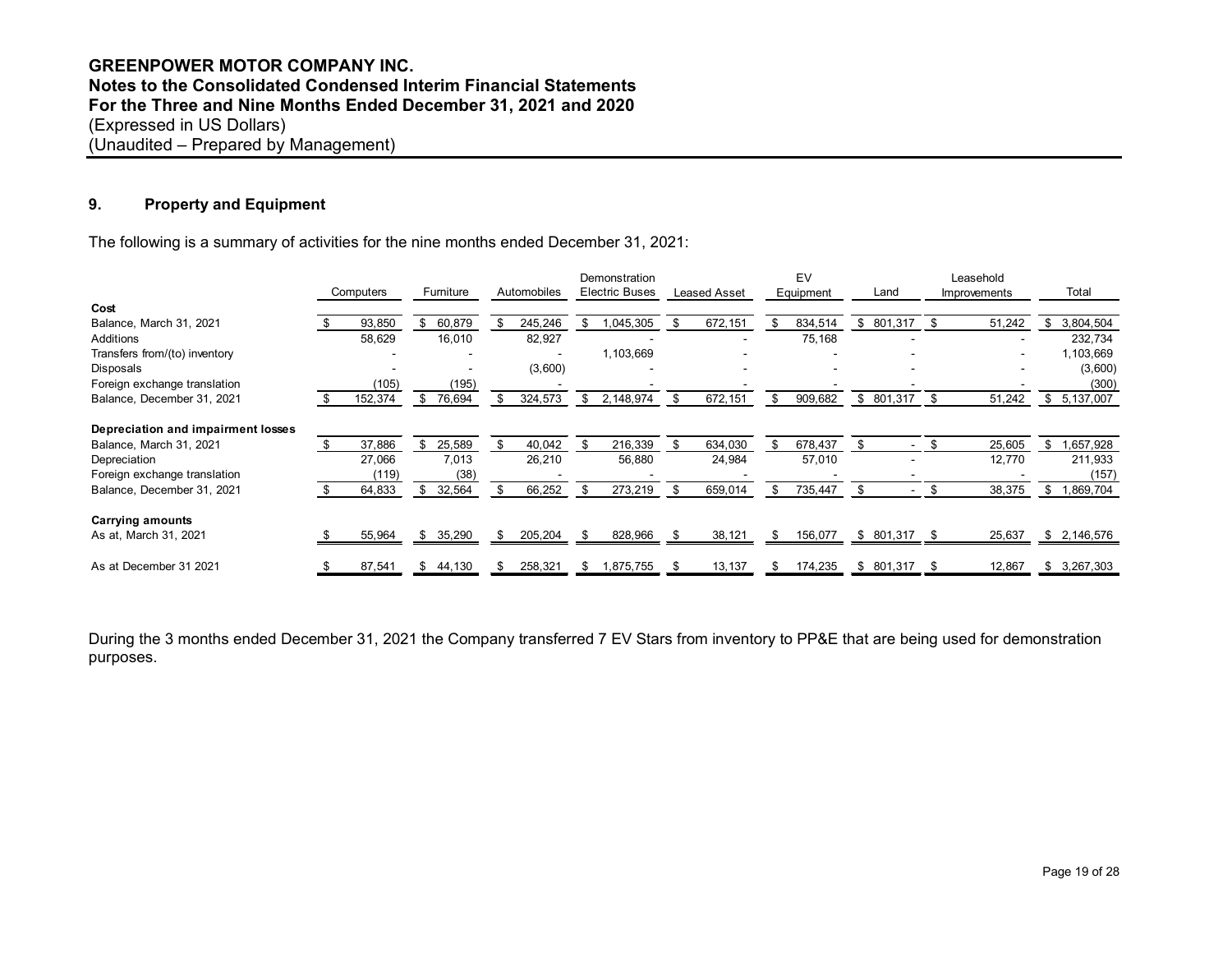## 9. Property and Equipment

The following is a summary of activities for the nine months ended December 31, 2021:

| | Computers | Furniture | Automobiles | Demonstration Electric Buses | Leased Asset | EV Equipment | Land | Leasehold Improvements | Total |
|---|---|---|---|---|---|---|---|---|---|
| **Cost** | | | | | | | | | |
| Balance, March 31, 2021 | $ 93,850 | $ 60,879 | $ 245,246 | $ 1,045,305 | $ 672,151 | $ 834,514 | $ 801,317 | $ 51,242 | $ 3,804,504 |
| Additions | 58,629 | 16,010 | 82,927 | - | - | 75,168 | - | - | 232,734 |
| Transfers from/(to) inventory | - | - | - | 1,103,669 | - | - | - | - | 1,103,669 |
| Disposals | - | - | (3,600) | - | - | - | - | - | (3,600) |
| Foreign exchange translation | (105) | (195) | - | - | - | - | - | - | (300) |
| Balance, December 31, 2021 | $ 152,374 | $ 76,694 | $ 324,573 | $ 2,148,974 | $ 672,151 | $ 909,682 | $ 801,317 | $ 51,242 | $ 5,137,007 |
| **Depreciation and impairment losses** | | | | | | | | | |
| Balance, March 31, 2021 | $ 37,886 | $ 25,589 | $ 40,042 | $ 216,339 | $ 634,030 | $ 678,437 | $ - | $ 25,605 | $ 1,657,928 |
| Depreciation | 27,066 | 7,013 | 26,210 | 56,880 | 24,984 | 57,010 | - | 12,770 | 211,933 |
| Foreign exchange translation | (119) | (38) | - | - | - | - | - | - | (157) |
| Balance, December 31, 2021 | $ 64,833 | $ 32,564 | $ 66,252 | $ 273,219 | $ 659,014 | $ 735,447 | $ - | $ 38,375 | $ 1,869,704 |
| **Carrying amounts** | | | | | | | | | |
| As at, March 31, 2021 | $ 55,964 | $ 35,290 | $ 205,204 | $ 828,966 | $ 38,121 | $ 156,077 | $ 801,317 | $ 25,637 | $ 2,146,576 |
| As at December 31 2021 | $ 87,541 | $ 44,130 | $ 258,321 | $ 1,875,755 | $ 13,137 | $ 174,235 | $ 801,317 | $ 12,867 | $ 3,267,303 |

During the 3 months ended December 31, 2021 the Company transferred 7 EV Stars from inventory to PP&E that are being used for demonstration purposes.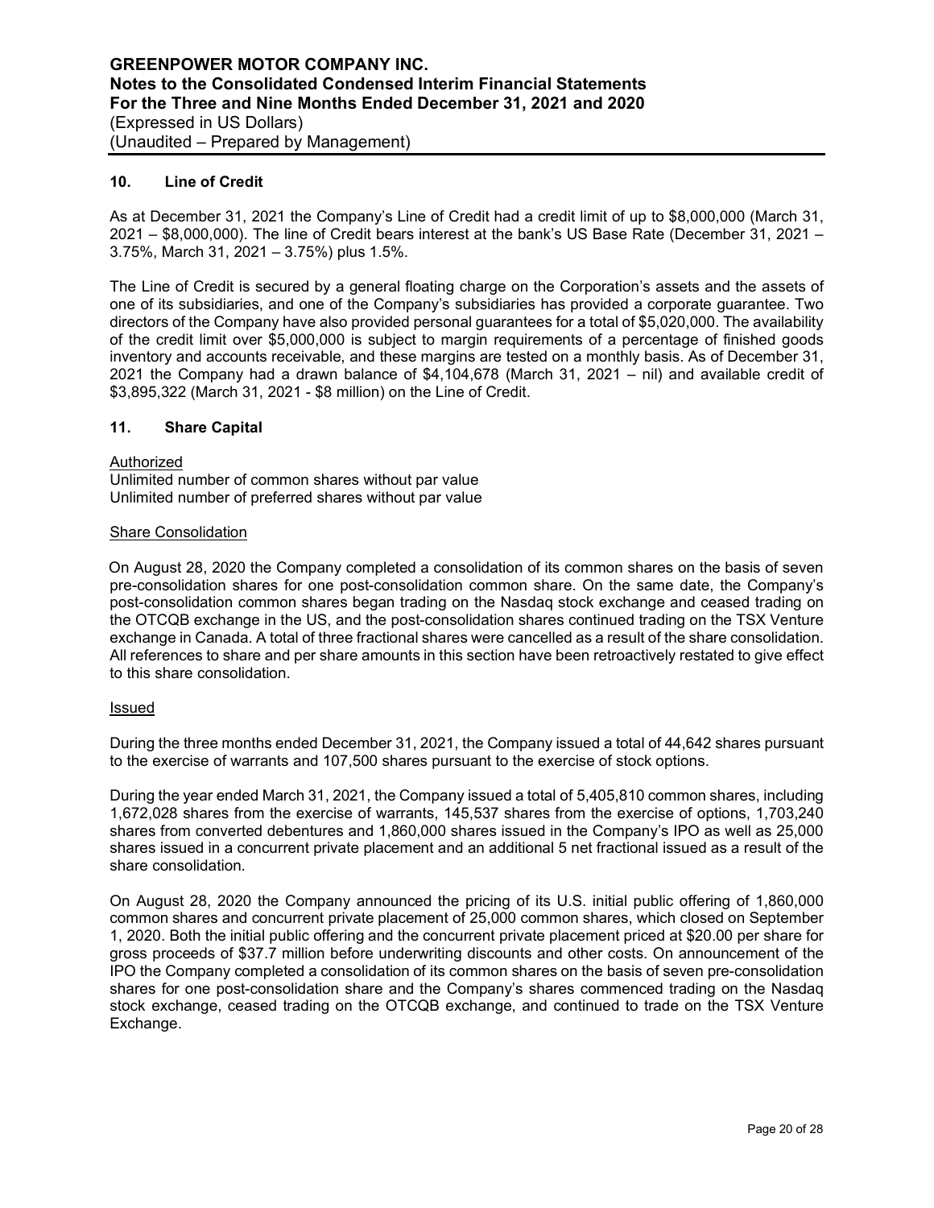## 10. Line of Credit

As at December 31, 2021 the Company's Line of Credit had a credit limit of up to $8,000,000 (March 31, 2021 – $8,000,000). The line of Credit bears interest at the bank's US Base Rate (December 31, 2021 – 3.75%, March 31, 2021 – 3.75%) plus 1.5%.

The Line of Credit is secured by a general floating charge on the Corporation's assets and the assets of one of its subsidiaries, and one of the Company's subsidiaries has provided a corporate guarantee. Two directors of the Company have also provided personal guarantees for a total of $5,020,000. The availability of the credit limit over $5,000,000 is subject to margin requirements of a percentage of finished goods inventory and accounts receivable, and these margins are tested on a monthly basis. As of December 31, 2021 the Company had a drawn balance of $4,104,678 (March 31, 2021 – nil) and available credit of $3,895,322 (March 31, 2021 - $8 million) on the Line of Credit.

## 11. Share Capital

Authorized

Unlimited number of common shares without par value
Unlimited number of preferred shares without par value

Share Consolidation

On August 28, 2020 the Company completed a consolidation of its common shares on the basis of seven pre-consolidation shares for one post-consolidation common share. On the same date, the Company's post-consolidation common shares began trading on the Nasdaq stock exchange and ceased trading on the OTCQB exchange in the US, and the post-consolidation shares continued trading on the TSX Venture exchange in Canada. A total of three fractional shares were cancelled as a result of the share consolidation. All references to share and per share amounts in this section have been retroactively restated to give effect to this share consolidation.

Issued

During the three months ended December 31, 2021, the Company issued a total of 44,642 shares pursuant to the exercise of warrants and 107,500 shares pursuant to the exercise of stock options.

During the year ended March 31, 2021, the Company issued a total of 5,405,810 common shares, including 1,672,028 shares from the exercise of warrants, 145,537 shares from the exercise of options, 1,703,240 shares from converted debentures and 1,860,000 shares issued in the Company's IPO as well as 25,000 shares issued in a concurrent private placement and an additional 5 net fractional issued as a result of the share consolidation.

On August 28, 2020 the Company announced the pricing of its U.S. initial public offering of 1,860,000 common shares and concurrent private placement of 25,000 common shares, which closed on September 1, 2020. Both the initial public offering and the concurrent private placement priced at $20.00 per share for gross proceeds of $37.7 million before underwriting discounts and other costs. On announcement of the IPO the Company completed a consolidation of its common shares on the basis of seven pre-consolidation shares for one post-consolidation share and the Company's shares commenced trading on the Nasdaq stock exchange, ceased trading on the OTCQB exchange, and continued to trade on the TSX Venture Exchange.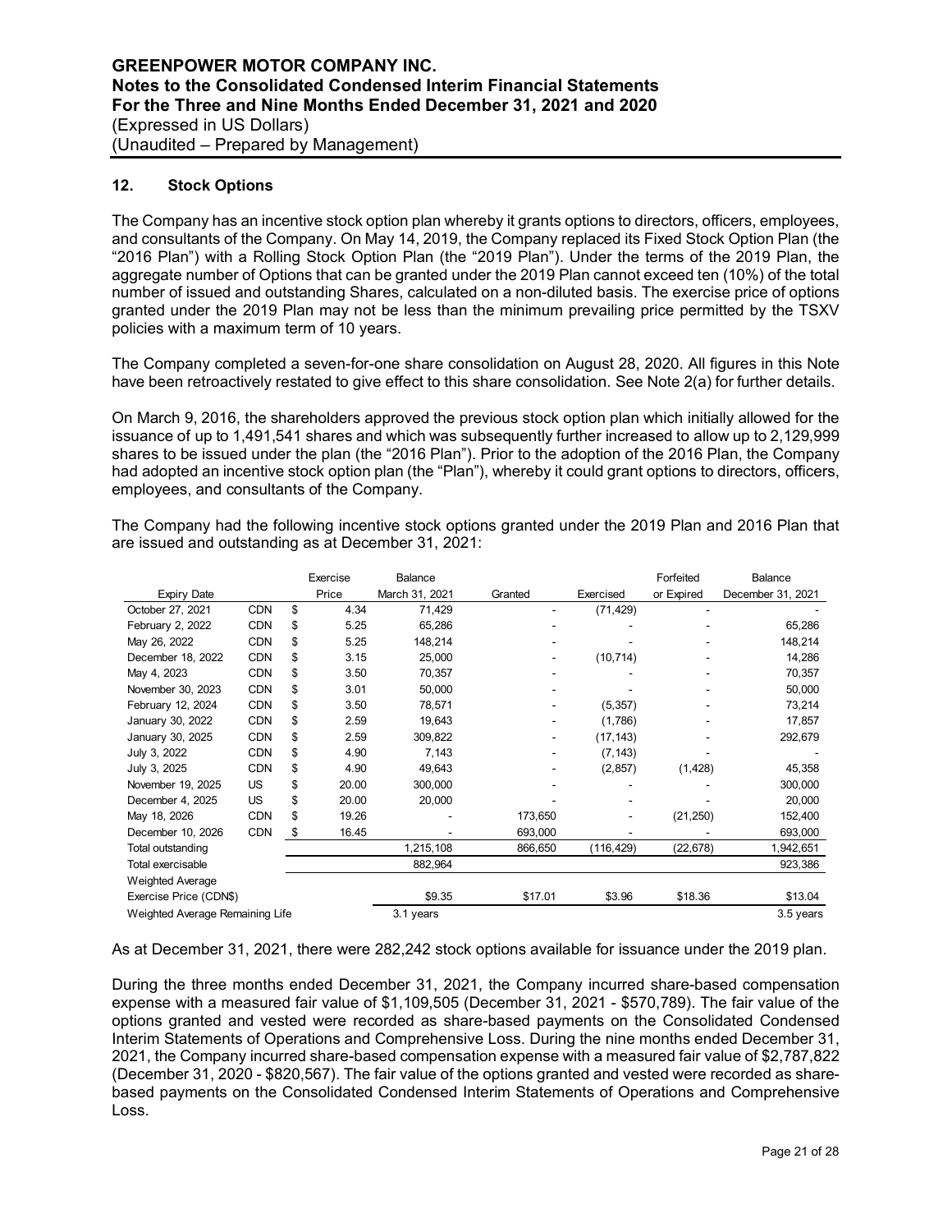## 12. Stock Options

The Company has an incentive stock option plan whereby it grants options to directors, officers, employees, and consultants of the Company. On May 14, 2019, the Company replaced its Fixed Stock Option Plan (the "2016 Plan") with a Rolling Stock Option Plan (the "2019 Plan"). Under the terms of the 2019 Plan, the aggregate number of Options that can be granted under the 2019 Plan cannot exceed ten (10%) of the total number of issued and outstanding Shares, calculated on a non-diluted basis. The exercise price of options granted under the 2019 Plan may not be less than the minimum prevailing price permitted by the TSXV policies with a maximum term of 10 years.

The Company completed a seven-for-one share consolidation on August 28, 2020. All figures in this Note have been retroactively restated to give effect to this share consolidation. See Note 2(a) for further details.

On March 9, 2016, the shareholders approved the previous stock option plan which initially allowed for the issuance of up to 1,491,541 shares and which was subsequently further increased to allow up to 2,129,999 shares to be issued under the plan (the "2016 Plan"). Prior to the adoption of the 2016 Plan, the Company had adopted an incentive stock option plan (the "Plan"), whereby it could grant options to directors, officers, employees, and consultants of the Company.

The Company had the following incentive stock options granted under the 2019 Plan and 2016 Plan that are issued and outstanding as at December 31, 2021:

| Expiry Date | | Exercise Price | Balance March 31, 2021 | Granted | Exercised | Forfeited or Expired | Balance December 31, 2021 |
|---|---|---|---|---|---|---|---|
| October 27, 2021 | CDN | $ 4.34 | 71,429 | - | (71,429) | - | - |
| February 2, 2022 | CDN | $ 5.25 | 65,286 | - | - | - | 65,286 |
| May 26, 2022 | CDN | $ 5.25 | 148,214 | - | - | - | 148,214 |
| December 18, 2022 | CDN | $ 3.15 | 25,000 | - | (10,714) | - | 14,286 |
| May 4, 2023 | CDN | $ 3.50 | 70,357 | - | - | - | 70,357 |
| November 30, 2023 | CDN | $ 3.01 | 50,000 | - | - | - | 50,000 |
| February 12, 2024 | CDN | $ 3.50 | 78,571 | - | (5,357) | - | 73,214 |
| January 30, 2022 | CDN | $ 2.59 | 19,643 | - | (1,786) | - | 17,857 |
| January 30, 2025 | CDN | $ 2.59 | 309,822 | - | (17,143) | - | 292,679 |
| July 3, 2022 | CDN | $ 4.90 | 7,143 | - | (7,143) | - | - |
| July 3, 2025 | CDN | $ 4.90 | 49,643 | - | (2,857) | (1,428) | 45,358 |
| November 19, 2025 | US | $ 20.00 | 300,000 | - | - | - | 300,000 |
| December 4, 2025 | US | $ 20.00 | 20,000 | - | - | - | 20,000 |
| May 18, 2026 | CDN | $ 19.26 | - | 173,650 | - | (21,250) | 152,400 |
| December 10, 2026 | CDN | $ 16.45 | - | 693,000 | - | - | 693,000 |
| Total outstanding | | | 1,215,108 | 866,650 | (116,429) | (22,678) | 1,942,651 |
| Total exercisable | | | 882,964 | | | | 923,386 |
| Weighted Average Exercise Price (CDN$) | | | $9.35 | $17.01 | $3.96 | $18.36 | $13.04 |
| Weighted Average Remaining Life | | | 3.1 years | | | | 3.5 years |

As at December 31, 2021, there were 282,242 stock options available for issuance under the 2019 plan.

During the three months ended December 31, 2021, the Company incurred share-based compensation expense with a measured fair value of $1,109,505 (December 31, 2021 - $570,789). The fair value of the options granted and vested were recorded as share-based payments on the Consolidated Condensed Interim Statements of Operations and Comprehensive Loss. During the nine months ended December 31, 2021, the Company incurred share-based compensation expense with a measured fair value of $2,787,822 (December 31, 2020 - $820,567). The fair value of the options granted and vested were recorded as share-based payments on the Consolidated Condensed Interim Statements of Operations and Comprehensive Loss.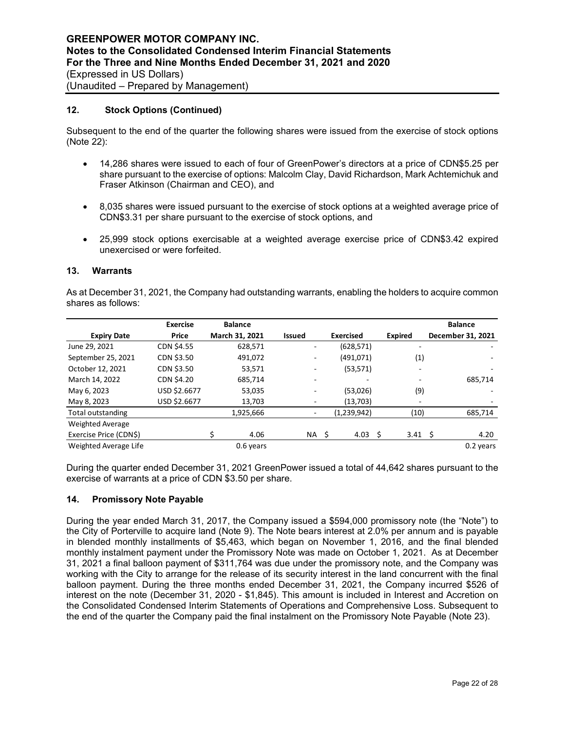## 12. Stock Options (Continued)

Subsequent to the end of the quarter the following shares were issued from the exercise of stock options (Note 22):

- 14,286 shares were issued to each of four of GreenPower's directors at a price of CDN$5.25 per share pursuant to the exercise of options: Malcolm Clay, David Richardson, Mark Achtemichuk and Fraser Atkinson (Chairman and CEO), and
- 8,035 shares were issued pursuant to the exercise of stock options at a weighted average price of CDN$3.31 per share pursuant to the exercise of stock options, and
- 25,999 stock options exercisable at a weighted average exercise price of CDN$3.42 expired unexercised or were forfeited.

## 13. Warrants

As at December 31, 2021, the Company had outstanding warrants, enabling the holders to acquire common shares as follows:

| Expiry Date | Exercise Price | Balance March 31, 2021 | Issued | Exercised | Expired | Balance December 31, 2021 |
|---|---|---|---|---|---|---|
| June 29, 2021 | CDN $4.55 | 628,571 | - | (628,571) | - | - |
| September 25, 2021 | CDN $3.50 | 491,072 | - | (491,071) | (1) | - |
| October 12, 2021 | CDN $3.50 | 53,571 | - | (53,571) | - | - |
| March 14, 2022 | CDN $4.20 | 685,714 | - | - | - | 685,714 |
| May 6, 2023 | USD $2.6677 | 53,035 | - | (53,026) | (9) | - |
| May 8, 2023 | USD $2.6677 | 13,703 | - | (13,703) | - | - |
| Total outstanding | | 1,925,666 | - | (1,239,942) | (10) | 685,714 |
| Weighted Average Exercise Price (CDN$) | | $ 4.06 | NA | $ 4.03 | $ 3.41 | $ 4.20 |
| Weighted Average Life | | 0.6 years | | | | 0.2 years |

During the quarter ended December 31, 2021 GreenPower issued a total of 44,642 shares pursuant to the exercise of warrants at a price of CDN $3.50 per share.

## 14. Promissory Note Payable

During the year ended March 31, 2017, the Company issued a $594,000 promissory note (the "Note") to the City of Porterville to acquire land (Note 9). The Note bears interest at 2.0% per annum and is payable in blended monthly installments of $5,463, which began on November 1, 2016, and the final blended monthly instalment payment under the Promissory Note was made on October 1, 2021. As at December 31, 2021 a final balloon payment of $311,764 was due under the promissory note, and the Company was working with the City to arrange for the release of its security interest in the land concurrent with the final balloon payment. During the three months ended December 31, 2021, the Company incurred $526 of interest on the note (December 31, 2020 - $1,845). This amount is included in Interest and Accretion on the Consolidated Condensed Interim Statements of Operations and Comprehensive Loss. Subsequent to the end of the quarter the Company paid the final instalment on the Promissory Note Payable (Note 23).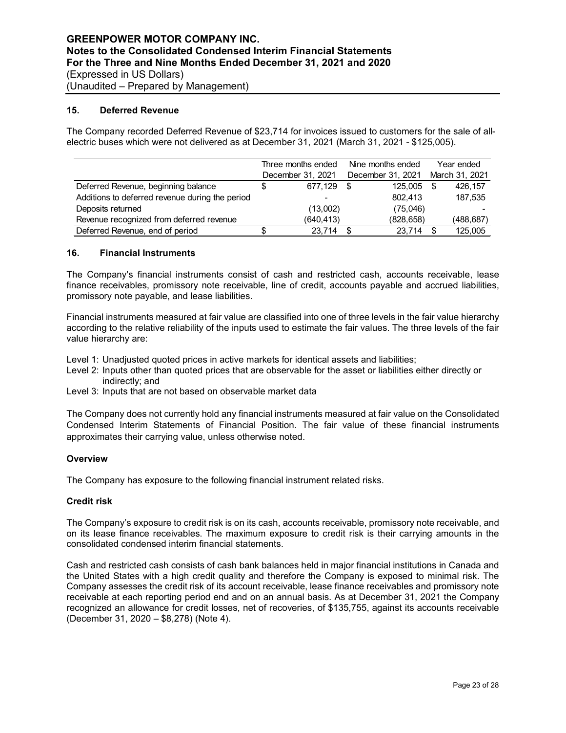## 15. Deferred Revenue

The Company recorded Deferred Revenue of $23,714 for invoices issued to customers for the sale of all-electric buses which were not delivered as at December 31, 2021 (March 31, 2021 - $125,005).

| | Three months ended December 31, 2021 | Nine months ended December 31, 2021 | Year ended March 31, 2021 |
|---|---|---|---|
| Deferred Revenue, beginning balance | $ 677,129 | $ 125,005 | $ 426,157 |
| Additions to deferred revenue during the period | - | 802,413 | 187,535 |
| Deposits returned | (13,002) | (75,046) | - |
| Revenue recognized from deferred revenue | (640,413) | (828,658) | (488,687) |
| Deferred Revenue, end of period | $ 23,714 | $ 23,714 | $ 125,005 |

## 16. Financial Instruments

The Company's financial instruments consist of cash and restricted cash, accounts receivable, lease finance receivables, promissory note receivable, line of credit, accounts payable and accrued liabilities, promissory note payable, and lease liabilities.

Financial instruments measured at fair value are classified into one of three levels in the fair value hierarchy according to the relative reliability of the inputs used to estimate the fair values. The three levels of the fair value hierarchy are:

- Level 1: Unadjusted quoted prices in active markets for identical assets and liabilities;
- Level 2: Inputs other than quoted prices that are observable for the asset or liabilities either directly or indirectly; and
- Level 3: Inputs that are not based on observable market data

The Company does not currently hold any financial instruments measured at fair value on the Consolidated Condensed Interim Statements of Financial Position. The fair value of these financial instruments approximates their carrying value, unless otherwise noted.

### Overview

The Company has exposure to the following financial instrument related risks.

### Credit risk

The Company's exposure to credit risk is on its cash, accounts receivable, promissory note receivable, and on its lease finance receivables. The maximum exposure to credit risk is their carrying amounts in the consolidated condensed interim financial statements.

Cash and restricted cash consists of cash bank balances held in major financial institutions in Canada and the United States with a high credit quality and therefore the Company is exposed to minimal risk. The Company assesses the credit risk of its account receivable, lease finance receivables and promissory note receivable at each reporting period end and on an annual basis. As at December 31, 2021 the Company recognized an allowance for credit losses, net of recoveries, of $135,755, against its accounts receivable (December 31, 2020 – $8,278) (Note 4).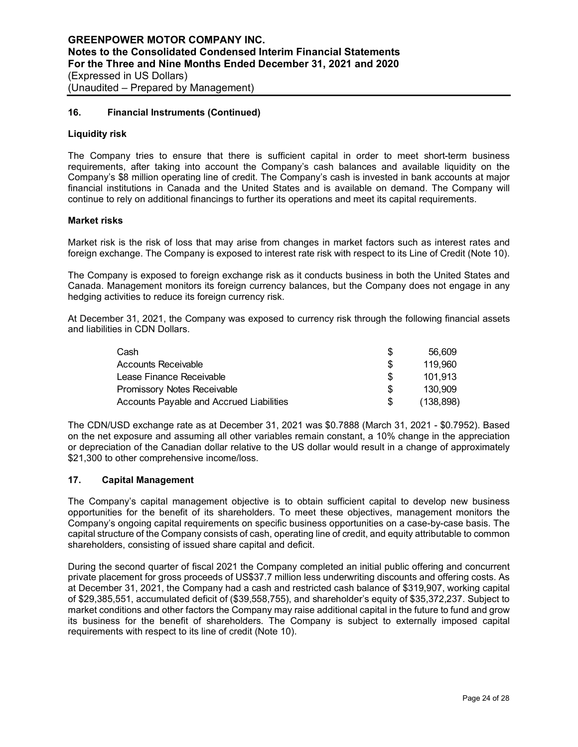## 16. Financial Instruments (Continued)

**Liquidity risk**

The Company tries to ensure that there is sufficient capital in order to meet short-term business requirements, after taking into account the Company's cash balances and available liquidity on the Company's $8 million operating line of credit. The Company's cash is invested in bank accounts at major financial institutions in Canada and the United States and is available on demand. The Company will continue to rely on additional financings to further its operations and meet its capital requirements.

**Market risks**

Market risk is the risk of loss that may arise from changes in market factors such as interest rates and foreign exchange. The Company is exposed to interest rate risk with respect to its Line of Credit (Note 10).

The Company is exposed to foreign exchange risk as it conducts business in both the United States and Canada. Management monitors its foreign currency balances, but the Company does not engage in any hedging activities to reduce its foreign currency risk.

At December 31, 2021, the Company was exposed to currency risk through the following financial assets and liabilities in CDN Dollars.

| | | |
|---|---|---|
| Cash | $ | 56,609 |
| Accounts Receivable | $ | 119,960 |
| Lease Finance Receivable | $ | 101,913 |
| Promissory Notes Receivable | $ | 130,909 |
| Accounts Payable and Accrued Liabilities | $ | (138,898) |

The CDN/USD exchange rate as at December 31, 2021 was $0.7888 (March 31, 2021 - $0.7952). Based on the net exposure and assuming all other variables remain constant, a 10% change in the appreciation or depreciation of the Canadian dollar relative to the US dollar would result in a change of approximately $21,300 to other comprehensive income/loss.

## 17. Capital Management

The Company's capital management objective is to obtain sufficient capital to develop new business opportunities for the benefit of its shareholders. To meet these objectives, management monitors the Company's ongoing capital requirements on specific business opportunities on a case-by-case basis. The capital structure of the Company consists of cash, operating line of credit, and equity attributable to common shareholders, consisting of issued share capital and deficit.

During the second quarter of fiscal 2021 the Company completed an initial public offering and concurrent private placement for gross proceeds of US$37.7 million less underwriting discounts and offering costs. As at December 31, 2021, the Company had a cash and restricted cash balance of $319,907, working capital of $29,385,551, accumulated deficit of ($39,558,755), and shareholder's equity of $35,372,237. Subject to market conditions and other factors the Company may raise additional capital in the future to fund and grow its business for the benefit of shareholders. The Company is subject to externally imposed capital requirements with respect to its line of credit (Note 10).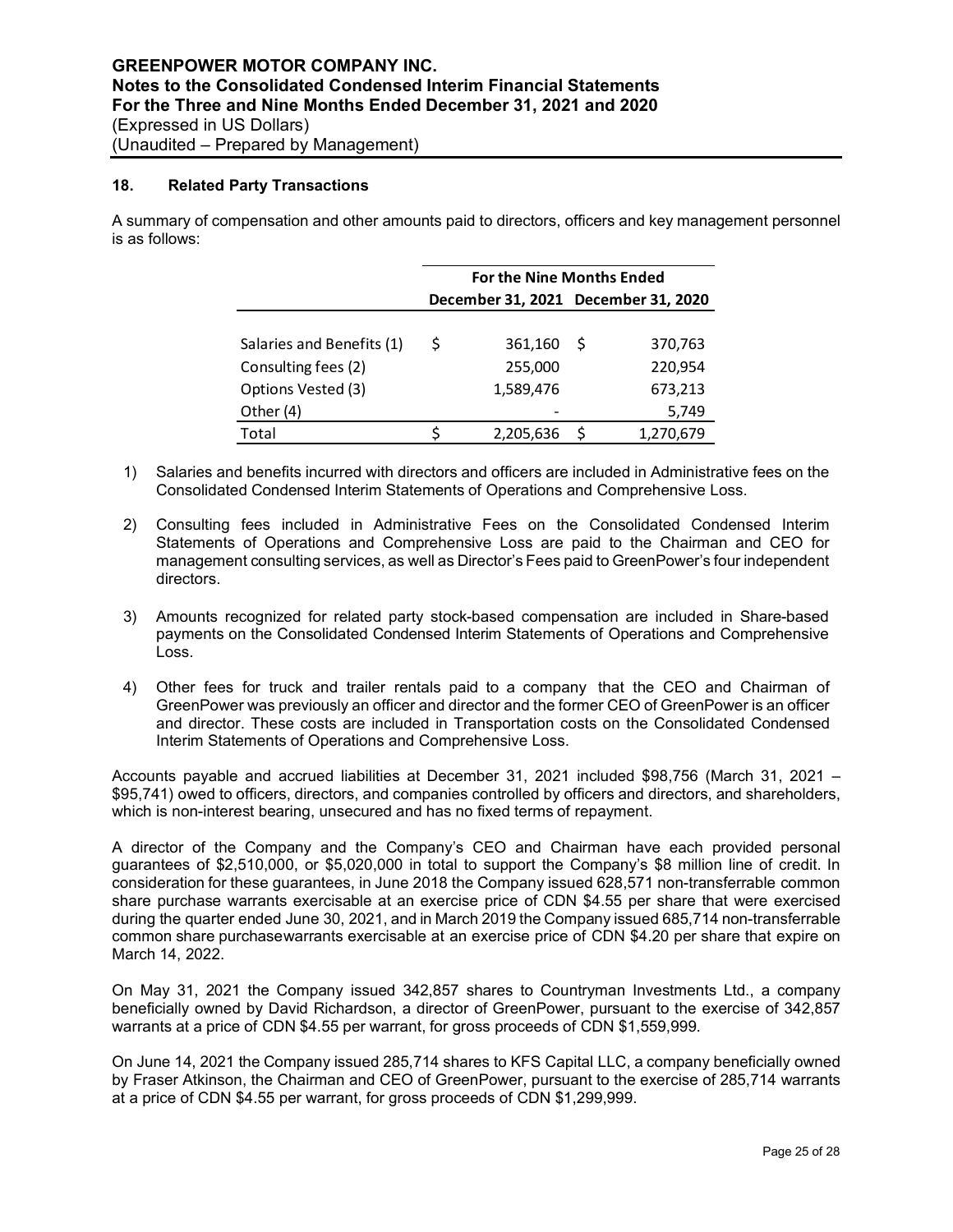### 18. Related Party Transactions

A summary of compensation and other amounts paid to directors, officers and key management personnel is as follows:

| | For the Nine Months Ended | |
|---|---|---|
| | December 31, 2021 | December 31, 2020 |
| Salaries and Benefits (1) | $ 361,160 | $ 370,763 |
| Consulting fees (2) | 255,000 | 220,954 |
| Options Vested (3) | 1,589,476 | 673,213 |
| Other (4) | - | 5,749 |
| Total | $ 2,205,636 | $ 1,270,679 |

1) Salaries and benefits incurred with directors and officers are included in Administrative fees on the Consolidated Condensed Interim Statements of Operations and Comprehensive Loss.

2) Consulting fees included in Administrative Fees on the Consolidated Condensed Interim Statements of Operations and Comprehensive Loss are paid to the Chairman and CEO for management consulting services, as well as Director's Fees paid to GreenPower's four independent directors.

3) Amounts recognized for related party stock-based compensation are included in Share-based payments on the Consolidated Condensed Interim Statements of Operations and Comprehensive Loss.

4) Other fees for truck and trailer rentals paid to a company that the CEO and Chairman of GreenPower was previously an officer and director and the former CEO of GreenPower is an officer and director. These costs are included in Transportation costs on the Consolidated Condensed Interim Statements of Operations and Comprehensive Loss.

Accounts payable and accrued liabilities at December 31, 2021 included $98,756 (March 31, 2021 – $95,741) owed to officers, directors, and companies controlled by officers and directors, and shareholders, which is non-interest bearing, unsecured and has no fixed terms of repayment.

A director of the Company and the Company's CEO and Chairman have each provided personal guarantees of $2,510,000, or $5,020,000 in total to support the Company's $8 million line of credit. In consideration for these guarantees, in June 2018 the Company issued 628,571 non-transferrable common share purchase warrants exercisable at an exercise price of CDN $4.55 per share that were exercised during the quarter ended June 30, 2021, and in March 2019 the Company issued 685,714 non-transferrable common share purchasewarrants exercisable at an exercise price of CDN $4.20 per share that expire on March 14, 2022.

On May 31, 2021 the Company issued 342,857 shares to Countryman Investments Ltd., a company beneficially owned by David Richardson, a director of GreenPower, pursuant to the exercise of 342,857 warrants at a price of CDN $4.55 per warrant, for gross proceeds of CDN $1,559,999.

On June 14, 2021 the Company issued 285,714 shares to KFS Capital LLC, a company beneficially owned by Fraser Atkinson, the Chairman and CEO of GreenPower, pursuant to the exercise of 285,714 warrants at a price of CDN $4.55 per warrant, for gross proceeds of CDN $1,299,999.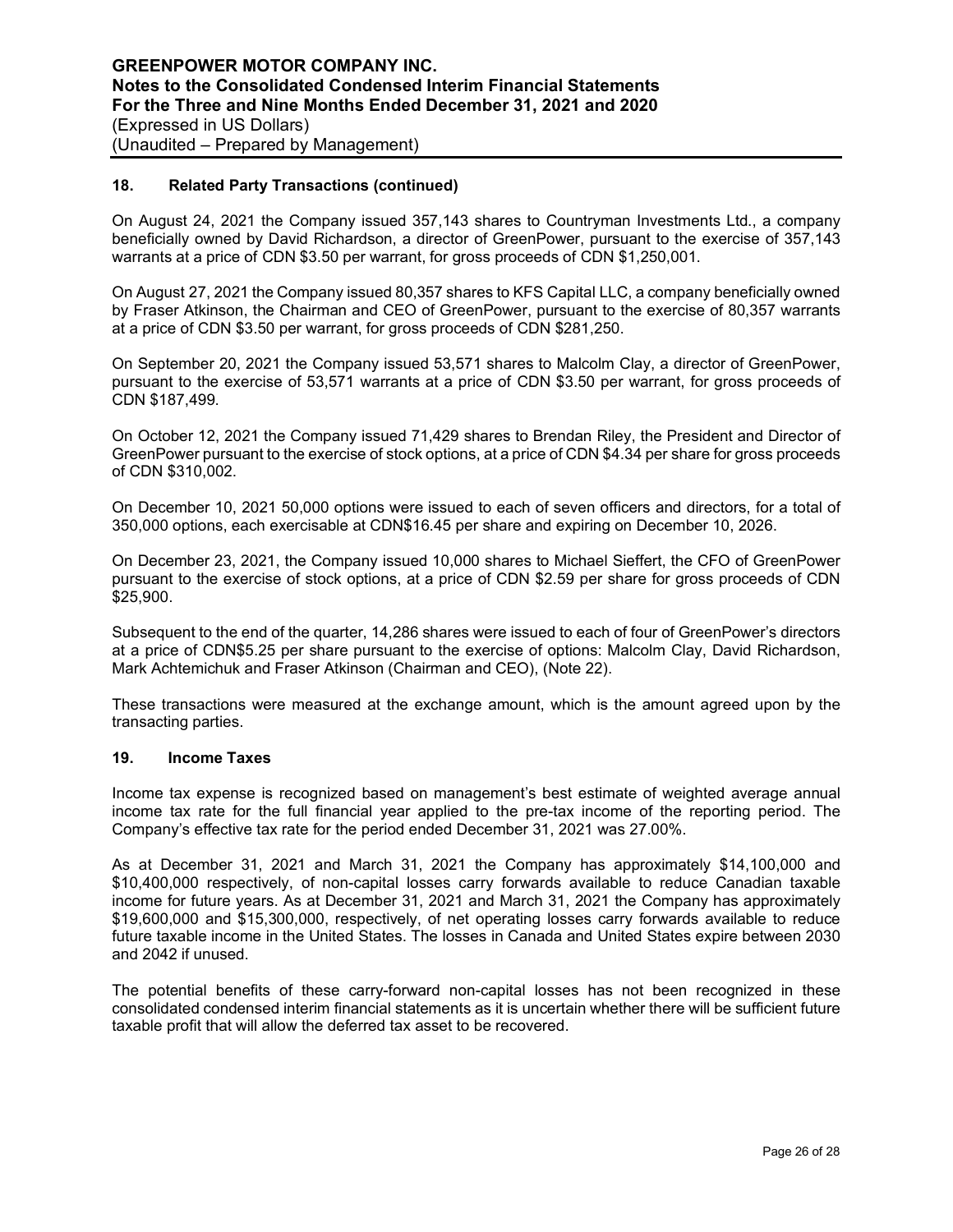## 18. Related Party Transactions (continued)

On August 24, 2021 the Company issued 357,143 shares to Countryman Investments Ltd., a company beneficially owned by David Richardson, a director of GreenPower, pursuant to the exercise of 357,143 warrants at a price of CDN $3.50 per warrant, for gross proceeds of CDN $1,250,001.

On August 27, 2021 the Company issued 80,357 shares to KFS Capital LLC, a company beneficially owned by Fraser Atkinson, the Chairman and CEO of GreenPower, pursuant to the exercise of 80,357 warrants at a price of CDN $3.50 per warrant, for gross proceeds of CDN $281,250.

On September 20, 2021 the Company issued 53,571 shares to Malcolm Clay, a director of GreenPower, pursuant to the exercise of 53,571 warrants at a price of CDN $3.50 per warrant, for gross proceeds of CDN $187,499.

On October 12, 2021 the Company issued 71,429 shares to Brendan Riley, the President and Director of GreenPower pursuant to the exercise of stock options, at a price of CDN $4.34 per share for gross proceeds of CDN $310,002.

On December 10, 2021 50,000 options were issued to each of seven officers and directors, for a total of 350,000 options, each exercisable at CDN$16.45 per share and expiring on December 10, 2026.

On December 23, 2021, the Company issued 10,000 shares to Michael Sieffert, the CFO of GreenPower pursuant to the exercise of stock options, at a price of CDN $2.59 per share for gross proceeds of CDN $25,900.

Subsequent to the end of the quarter, 14,286 shares were issued to each of four of GreenPower's directors at a price of CDN$5.25 per share pursuant to the exercise of options: Malcolm Clay, David Richardson, Mark Achtemichuk and Fraser Atkinson (Chairman and CEO), (Note 22).

These transactions were measured at the exchange amount, which is the amount agreed upon by the transacting parties.

## 19. Income Taxes

Income tax expense is recognized based on management's best estimate of weighted average annual income tax rate for the full financial year applied to the pre-tax income of the reporting period. The Company's effective tax rate for the period ended December 31, 2021 was 27.00%.

As at December 31, 2021 and March 31, 2021 the Company has approximately $14,100,000 and $10,400,000 respectively, of non-capital losses carry forwards available to reduce Canadian taxable income for future years. As at December 31, 2021 and March 31, 2021 the Company has approximately $19,600,000 and $15,300,000, respectively, of net operating losses carry forwards available to reduce future taxable income in the United States. The losses in Canada and United States expire between 2030 and 2042 if unused.

The potential benefits of these carry-forward non-capital losses has not been recognized in these consolidated condensed interim financial statements as it is uncertain whether there will be sufficient future taxable profit that will allow the deferred tax asset to be recovered.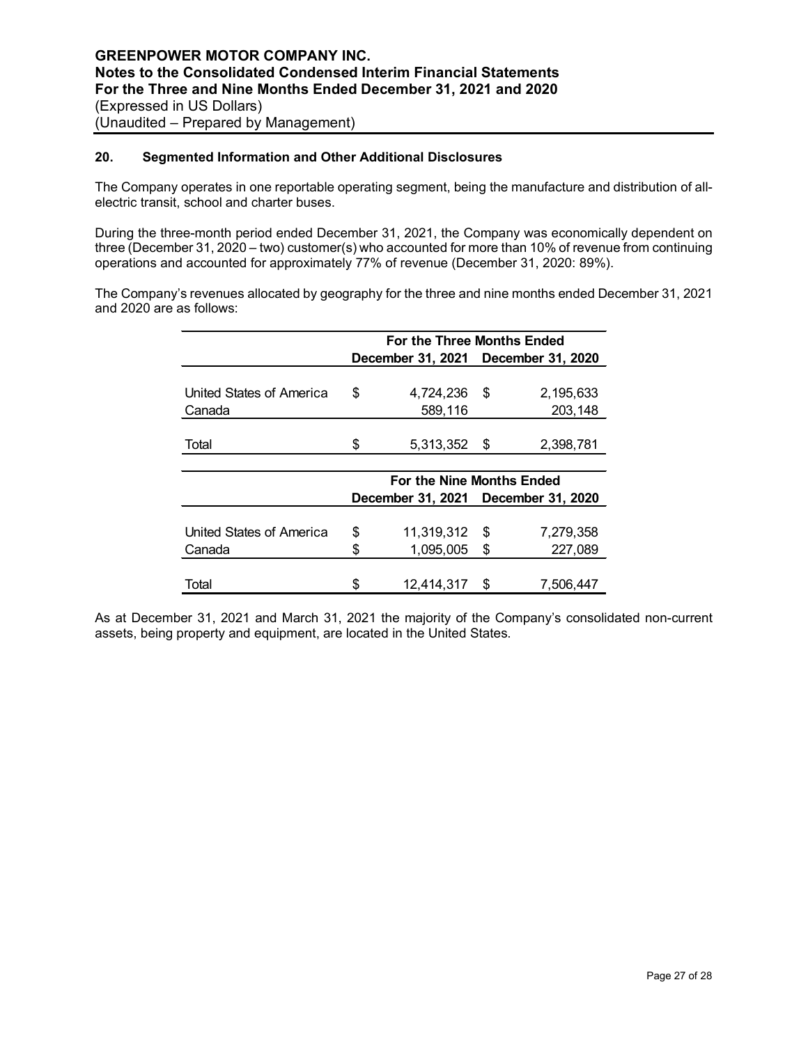## 20. Segmented Information and Other Additional Disclosures

The Company operates in one reportable operating segment, being the manufacture and distribution of all-electric transit, school and charter buses.

During the three-month period ended December 31, 2021, the Company was economically dependent on three (December 31, 2020 – two) customer(s) who accounted for more than 10% of revenue from continuing operations and accounted for approximately 77% of revenue (December 31, 2020: 89%).

The Company's revenues allocated by geography for the three and nine months ended December 31, 2021 and 2020 are as follows:

| | For the Three Months Ended | |
|---|---|---|
| | December 31, 2021 | December 31, 2020 |
| United States of America | $ 4,724,236 | $ 2,195,633 |
| Canada | 589,116 | 203,148 |
| Total | $ 5,313,352 | $ 2,398,781 |

| | For the Nine Months Ended | |
|---|---|---|
| | December 31, 2021 | December 31, 2020 |
| United States of America | $ 11,319,312 | $ 7,279,358 |
| Canada | $ 1,095,005 | $ 227,089 |
| Total | $ 12,414,317 | $ 7,506,447 |

As at December 31, 2021 and March 31, 2021 the majority of the Company's consolidated non-current assets, being property and equipment, are located in the United States.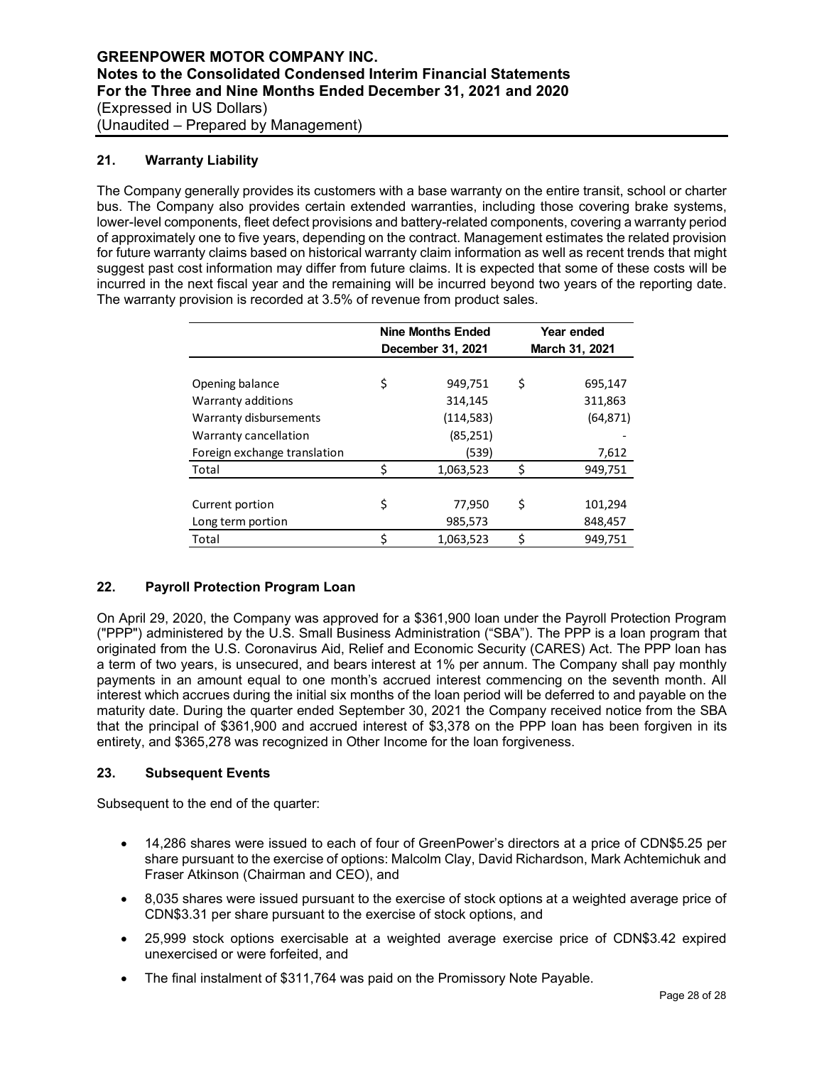## 21. Warranty Liability

The Company generally provides its customers with a base warranty on the entire transit, school or charter bus. The Company also provides certain extended warranties, including those covering brake systems, lower-level components, fleet defect provisions and battery-related components, covering a warranty period of approximately one to five years, depending on the contract. Management estimates the related provision for future warranty claims based on historical warranty claim information as well as recent trends that might suggest past cost information may differ from future claims. It is expected that some of these costs will be incurred in the next fiscal year and the remaining will be incurred beyond two years of the reporting date. The warranty provision is recorded at 3.5% of revenue from product sales.

| | Nine Months Ended December 31, 2021 | Year ended March 31, 2021 |
|---|---|---|
| Opening balance | $ 949,751 | $ 695,147 |
| Warranty additions | 314,145 | 311,863 |
| Warranty disbursements | (114,583) | (64,871) |
| Warranty cancellation | (85,251) | - |
| Foreign exchange translation | (539) | 7,612 |
| Total | $ 1,063,523 | $ 949,751 |
| | | |
| Current portion | $ 77,950 | $ 101,294 |
| Long term portion | 985,573 | 848,457 |
| Total | $ 1,063,523 | $ 949,751 |

## 22. Payroll Protection Program Loan

On April 29, 2020, the Company was approved for a $361,900 loan under the Payroll Protection Program ("PPP") administered by the U.S. Small Business Administration ("SBA"). The PPP is a loan program that originated from the U.S. Coronavirus Aid, Relief and Economic Security (CARES) Act. The PPP loan has a term of two years, is unsecured, and bears interest at 1% per annum. The Company shall pay monthly payments in an amount equal to one month's accrued interest commencing on the seventh month. All interest which accrues during the initial six months of the loan period will be deferred to and payable on the maturity date. During the quarter ended September 30, 2021 the Company received notice from the SBA that the principal of $361,900 and accrued interest of $3,378 on the PPP loan has been forgiven in its entirety, and $365,278 was recognized in Other Income for the loan forgiveness.

## 23. Subsequent Events

Subsequent to the end of the quarter:

- 14,286 shares were issued to each of four of GreenPower's directors at a price of CDN$5.25 per share pursuant to the exercise of options: Malcolm Clay, David Richardson, Mark Achtemichuk and Fraser Atkinson (Chairman and CEO), and
- 8,035 shares were issued pursuant to the exercise of stock options at a weighted average price of CDN$3.31 per share pursuant to the exercise of stock options, and
- 25,999 stock options exercisable at a weighted average exercise price of CDN$3.42 expired unexercised or were forfeited, and
- The final instalment of $311,764 was paid on the Promissory Note Payable.